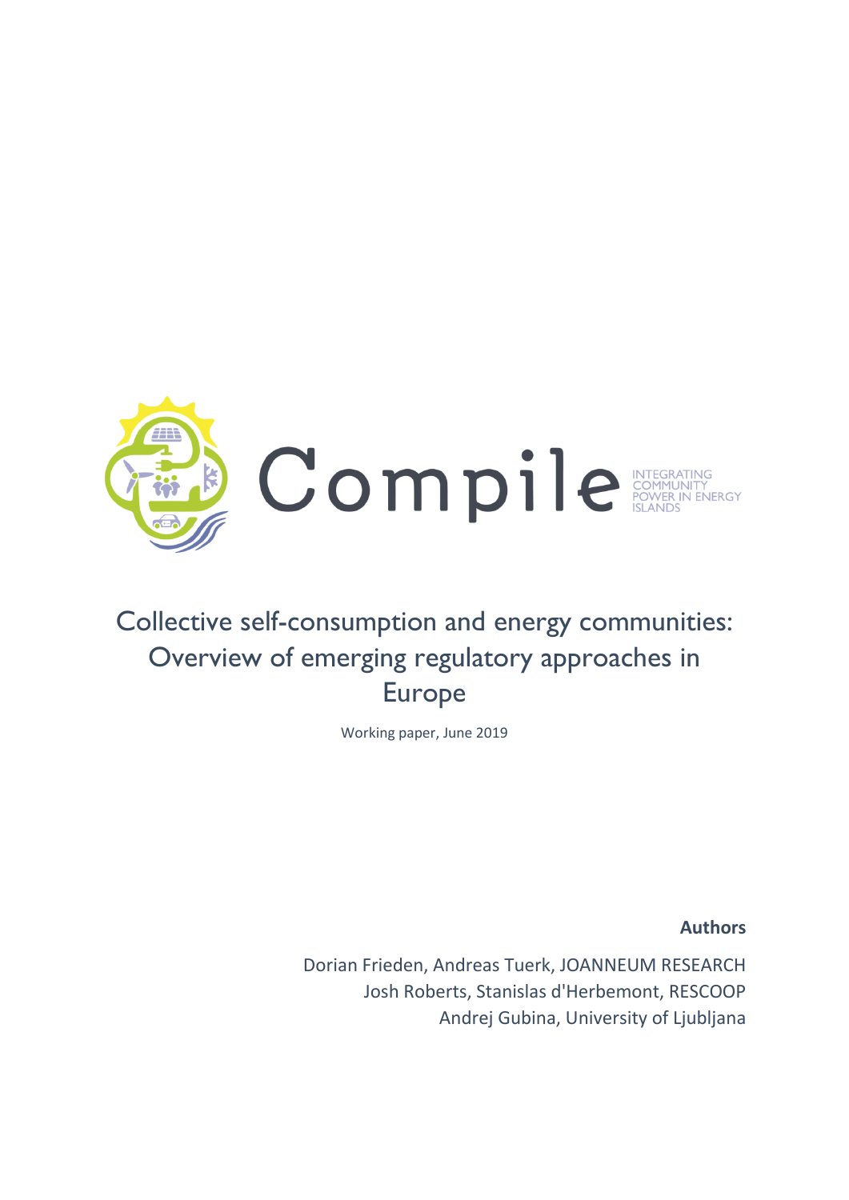Compile

INTEGRATING COMMUNITY POWER IN ENERGY ISLANDS

# Collective self-consumption and energy communities: Overview of emerging regulatory approaches in Europe

Working paper, June 2019

**Authors**

Dorian Frieden, Andreas Tuerk, JOANNEUM RESEARCH
Josh Roberts, Stanislas d'Herbemont, RESCOOP
Andrej Gubina, University of Ljubljana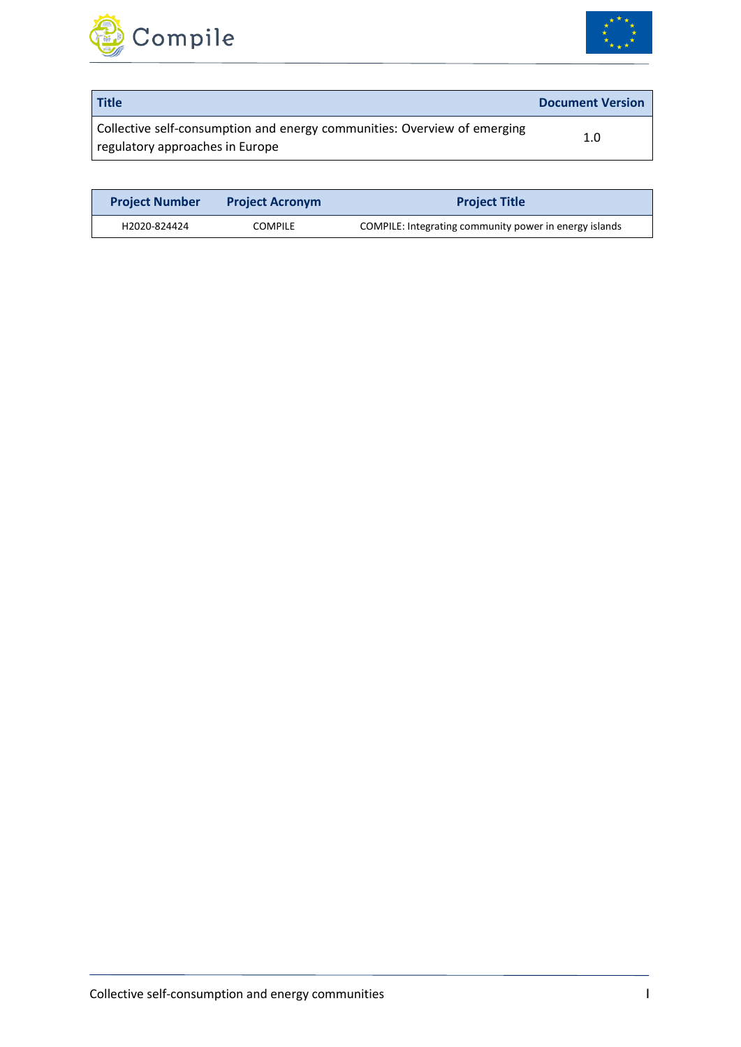| Title | Document Version |
| --- | --- |
| Collective self-consumption and energy communities: Overview of emerging regulatory approaches in Europe | 1.0 |

| Project Number | Project Acronym | Project Title |
| --- | --- | --- |
| H2020-824424 | COMPILE | COMPILE: Integrating community power in energy islands |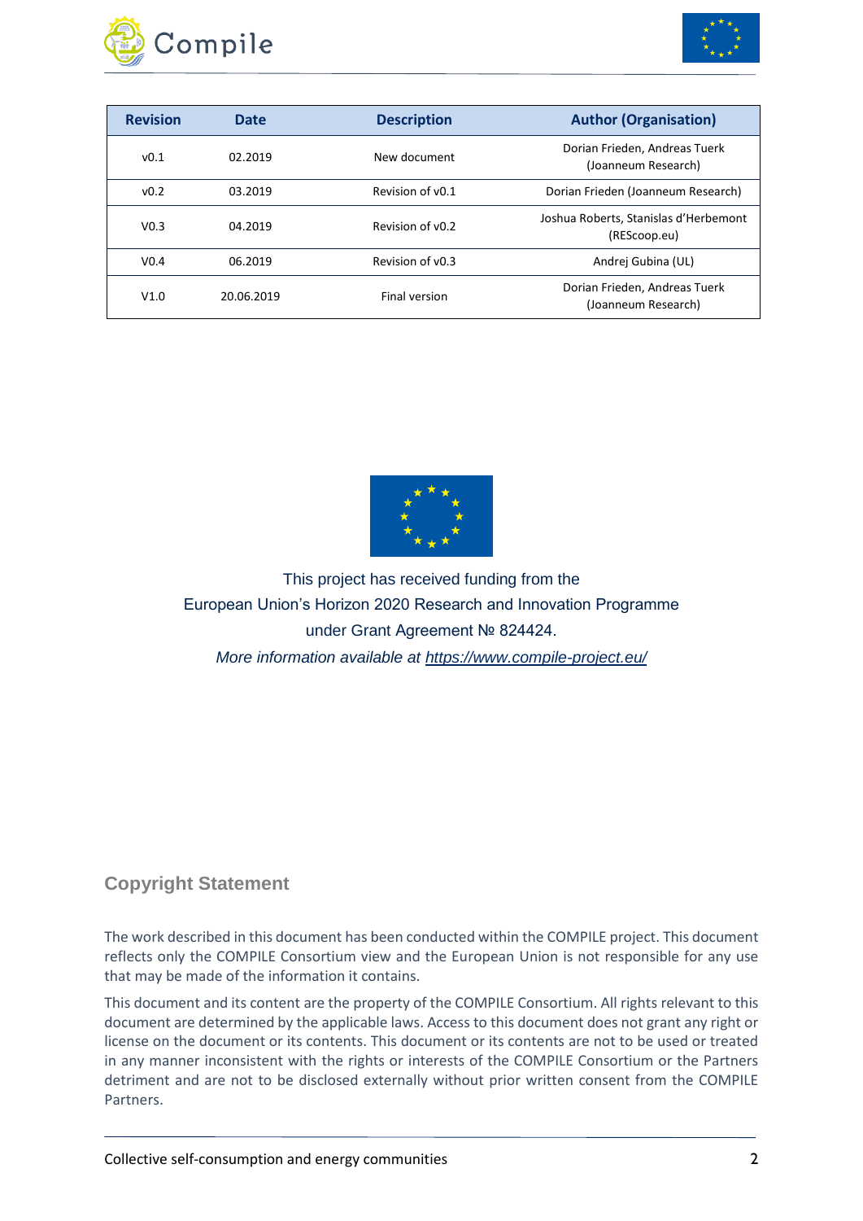| Revision | Date | Description | Author (Organisation) |
|---|---|---|---|
| v0.1 | 02.2019 | New document | Dorian Frieden, Andreas Tuerk (Joanneum Research) |
| v0.2 | 03.2019 | Revision of v0.1 | Dorian Frieden (Joanneum Research) |
| V0.3 | 04.2019 | Revision of v0.2 | Joshua Roberts, Stanislas d'Herbemont (REScoop.eu) |
| V0.4 | 06.2019 | Revision of v0.3 | Andrej Gubina (UL) |
| V1.0 | 20.06.2019 | Final version | Dorian Frieden, Andreas Tuerk (Joanneum Research) |

This project has received funding from the
European Union's Horizon 2020 Research and Innovation Programme
under Grant Agreement № 824424.

*More information available at [https://www.compile-project.eu/](https://www.compile-project.eu/)*

## Copyright Statement

The work described in this document has been conducted within the COMPILE project. This document reflects only the COMPILE Consortium view and the European Union is not responsible for any use that may be made of the information it contains.

This document and its content are the property of the COMPILE Consortium. All rights relevant to this document are determined by the applicable laws. Access to this document does not grant any right or license on the document or its contents. This document or its contents are not to be used or treated in any manner inconsistent with the rights or interests of the COMPILE Consortium or the Partners detriment and are not to be disclosed externally without prior written consent from the COMPILE Partners.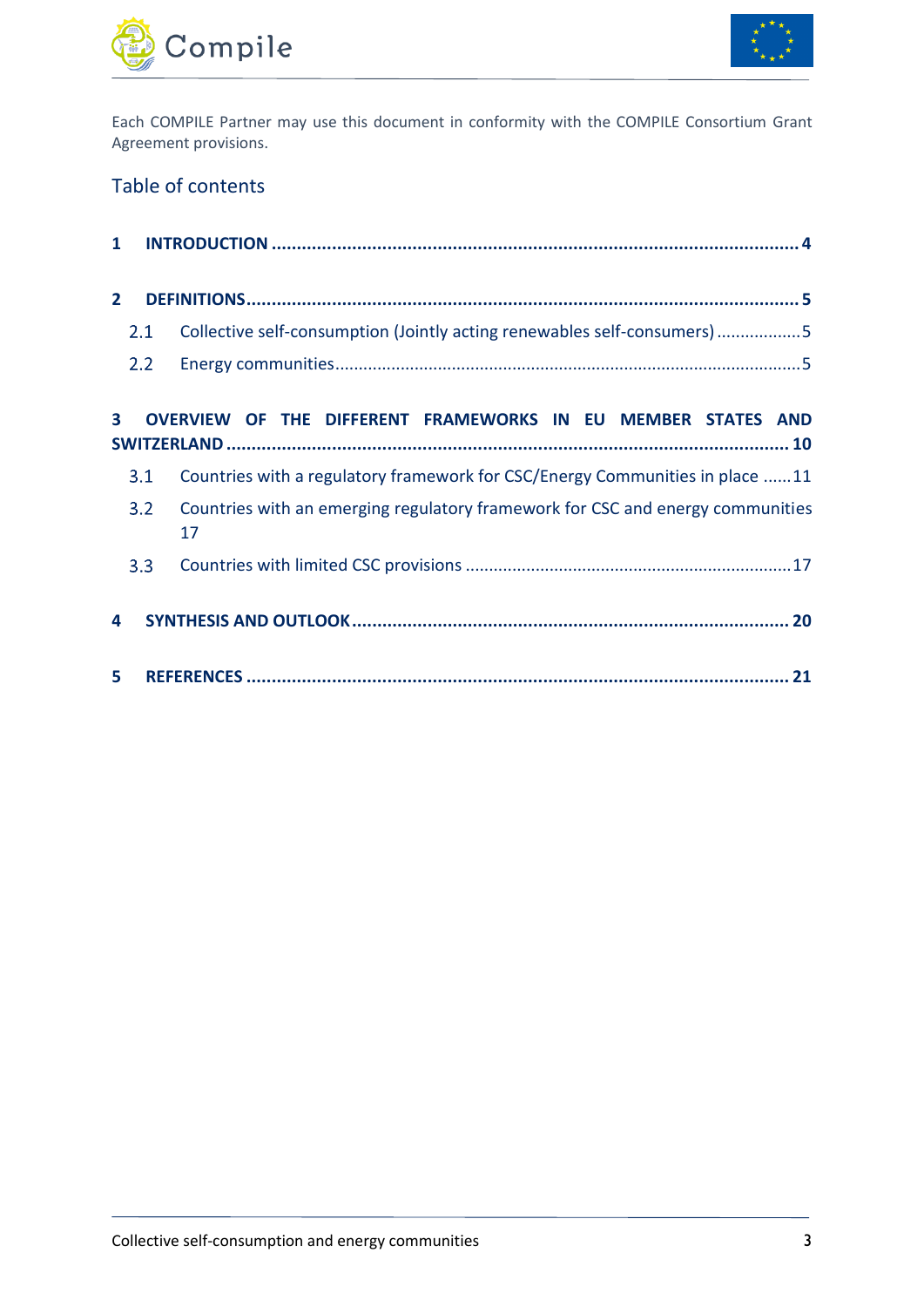Each COMPILE Partner may use this document in conformity with the COMPILE Consortium Grant Agreement provisions.

## Table of contents

**1 INTRODUCTION .......................................................................................................... 4**

**2 DEFINITIONS.............................................................................................................. 5**

2.1 Collective self-consumption (Jointly acting renewables self-consumers) .................. 5

2.2 Energy communities................................................................................................. 5

**3 OVERVIEW OF THE DIFFERENT FRAMEWORKS IN EU MEMBER STATES AND SWITZERLAND .............................................................................................................. 10**

3.1 Countries with a regulatory framework for CSC/Energy Communities in place ...... 11

3.2 Countries with an emerging regulatory framework for CSC and energy communities 17

3.3 Countries with limited CSC provisions .................................................................... 17

**4 SYNTHESIS AND OUTLOOK ....................................................................................... 20**

**5 REFERENCES ............................................................................................................ 21**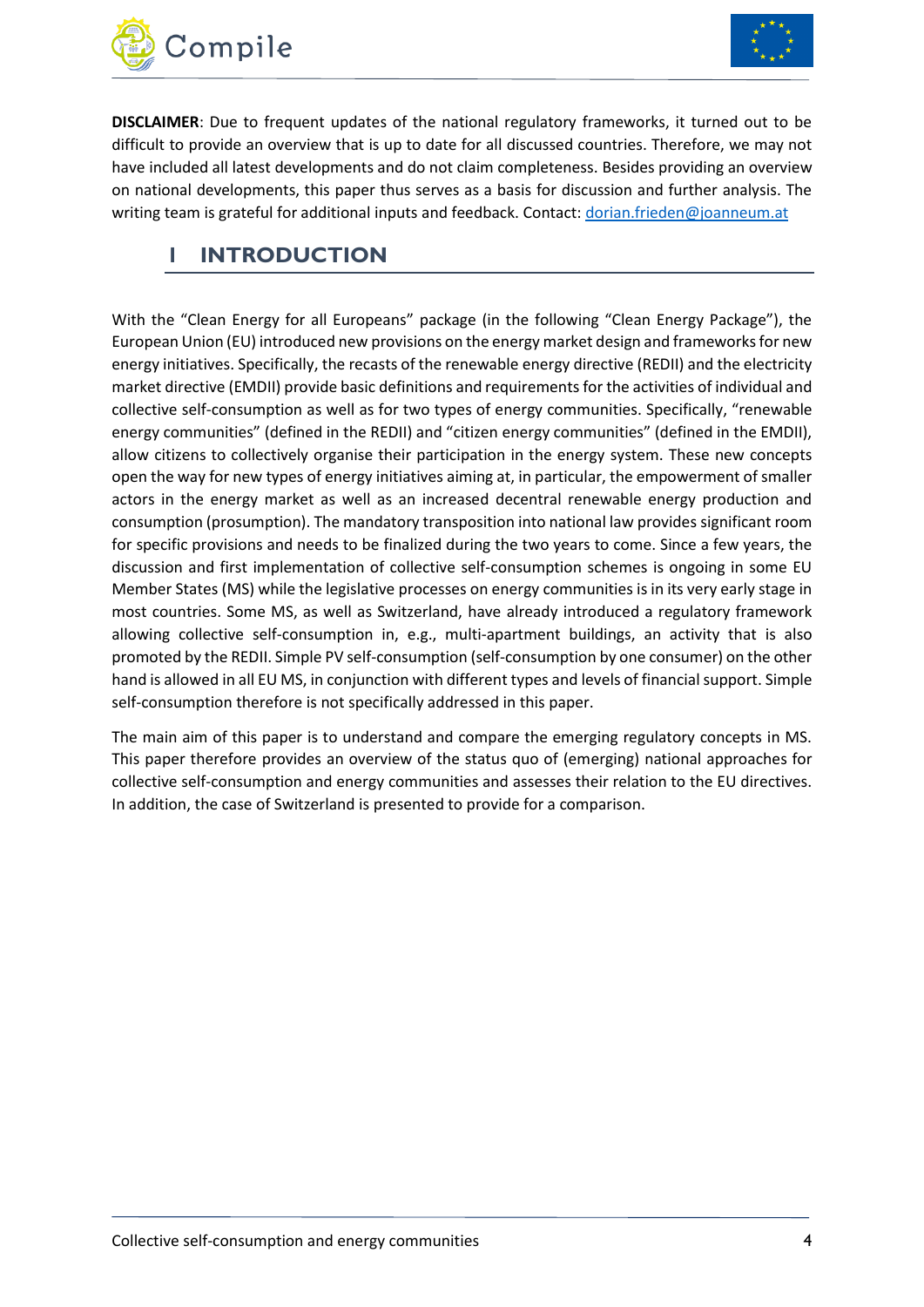**DISCLAIMER**: Due to frequent updates of the national regulatory frameworks, it turned out to be difficult to provide an overview that is up to date for all discussed countries. Therefore, we may not have included all latest developments and do not claim completeness. Besides providing an overview on national developments, this paper thus serves as a basis for discussion and further analysis. The writing team is grateful for additional inputs and feedback. Contact: [dorian.frieden@joanneum.at](mailto:dorian.frieden@joanneum.at)

# 1 INTRODUCTION

With the "Clean Energy for all Europeans" package (in the following "Clean Energy Package"), the European Union (EU) introduced new provisions on the energy market design and frameworks for new energy initiatives. Specifically, the recasts of the renewable energy directive (REDII) and the electricity market directive (EMDII) provide basic definitions and requirements for the activities of individual and collective self-consumption as well as for two types of energy communities. Specifically, "renewable energy communities" (defined in the REDII) and "citizen energy communities" (defined in the EMDII), allow citizens to collectively organise their participation in the energy system. These new concepts open the way for new types of energy initiatives aiming at, in particular, the empowerment of smaller actors in the energy market as well as an increased decentral renewable energy production and consumption (prosumption). The mandatory transposition into national law provides significant room for specific provisions and needs to be finalized during the two years to come. Since a few years, the discussion and first implementation of collective self-consumption schemes is ongoing in some EU Member States (MS) while the legislative processes on energy communities is in its very early stage in most countries. Some MS, as well as Switzerland, have already introduced a regulatory framework allowing collective self-consumption in, e.g., multi-apartment buildings, an activity that is also promoted by the REDII. Simple PV self-consumption (self-consumption by one consumer) on the other hand is allowed in all EU MS, in conjunction with different types and levels of financial support. Simple self-consumption therefore is not specifically addressed in this paper.

The main aim of this paper is to understand and compare the emerging regulatory concepts in MS. This paper therefore provides an overview of the status quo of (emerging) national approaches for collective self-consumption and energy communities and assesses their relation to the EU directives. In addition, the case of Switzerland is presented to provide for a comparison.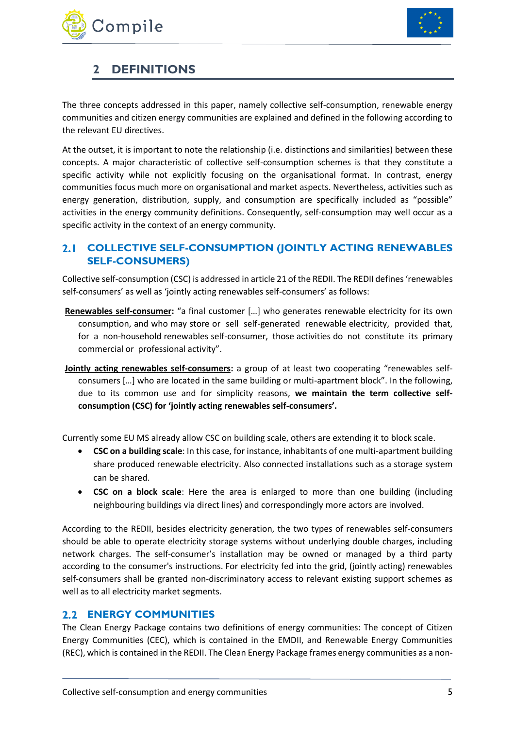# 2 DEFINITIONS

The three concepts addressed in this paper, namely collective self-consumption, renewable energy communities and citizen energy communities are explained and defined in the following according to the relevant EU directives.

At the outset, it is important to note the relationship (i.e. distinctions and similarities) between these concepts. A major characteristic of collective self-consumption schemes is that they constitute a specific activity while not explicitly focusing on the organisational format. In contrast, energy communities focus much more on organisational and market aspects. Nevertheless, activities such as energy generation, distribution, supply, and consumption are specifically included as "possible" activities in the energy community definitions. Consequently, self-consumption may well occur as a specific activity in the context of an energy community.

## 2.1 COLLECTIVE SELF-CONSUMPTION (JOINTLY ACTING RENEWABLES SELF-CONSUMERS)

Collective self-consumption (CSC) is addressed in article 21 of the REDII. The REDII defines 'renewables self-consumers' as well as 'jointly acting renewables self-consumers' as follows:

**Renewables self-consumer:** "a final customer […] who generates renewable electricity for its own consumption, and who may store or sell self-generated renewable electricity, provided that, for a non-household renewables self-consumer, those activities do not constitute its primary commercial or professional activity".

**Jointly acting renewables self-consumers:** a group of at least two cooperating "renewables self-consumers […] who are located in the same building or multi-apartment block". In the following, due to its common use and for simplicity reasons, **we maintain the term collective self-consumption (CSC) for 'jointly acting renewables self-consumers'.**

Currently some EU MS already allow CSC on building scale, others are extending it to block scale.

- **CSC on a building scale**: In this case, for instance, inhabitants of one multi-apartment building share produced renewable electricity. Also connected installations such as a storage system can be shared.
- **CSC on a block scale**: Here the area is enlarged to more than one building (including neighbouring buildings via direct lines) and correspondingly more actors are involved.

According to the REDII, besides electricity generation, the two types of renewables self-consumers should be able to operate electricity storage systems without underlying double charges, including network charges. The self-consumer's installation may be owned or managed by a third party according to the consumer's instructions. For electricity fed into the grid, (jointly acting) renewables self-consumers shall be granted non-discriminatory access to relevant existing support schemes as well as to all electricity market segments.

## 2.2 ENERGY COMMUNITIES

The Clean Energy Package contains two definitions of energy communities: The concept of Citizen Energy Communities (CEC), which is contained in the EMDII, and Renewable Energy Communities (REC), which is contained in the REDII. The Clean Energy Package frames energy communities as a non-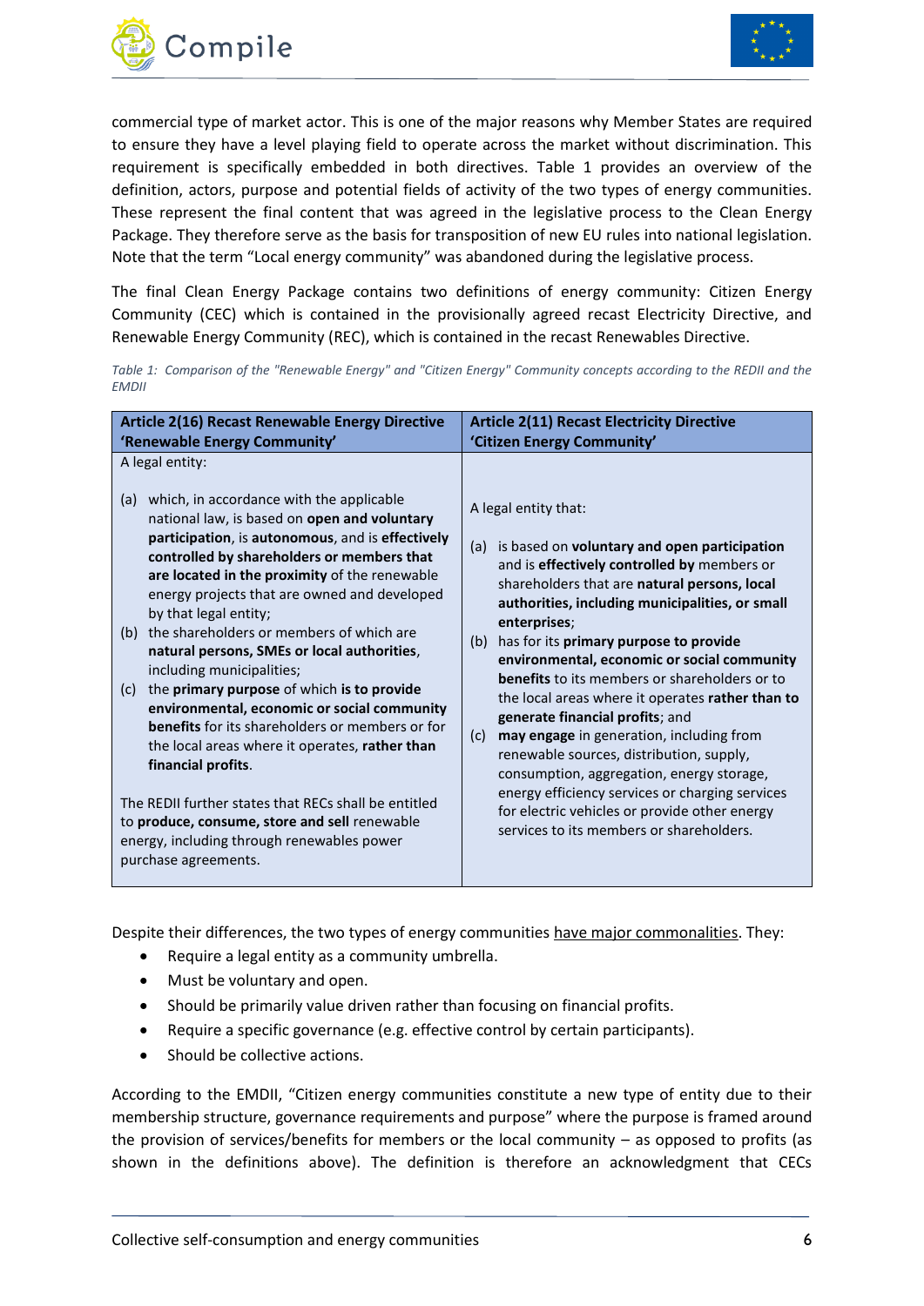commercial type of market actor. This is one of the major reasons why Member States are required to ensure they have a level playing field to operate across the market without discrimination. This requirement is specifically embedded in both directives. Table 1 provides an overview of the definition, actors, purpose and potential fields of activity of the two types of energy communities. These represent the final content that was agreed in the legislative process to the Clean Energy Package. They therefore serve as the basis for transposition of new EU rules into national legislation. Note that the term “Local energy community” was abandoned during the legislative process.

The final Clean Energy Package contains two definitions of energy community: Citizen Energy Community (CEC) which is contained in the provisionally agreed recast Electricity Directive, and Renewable Energy Community (REC), which is contained in the recast Renewables Directive.

*Table 1: Comparison of the "Renewable Energy" and "Citizen Energy" Community concepts according to the REDII and the EMDII*

| **Article 2(16) Recast Renewable Energy Directive ‘Renewable Energy Community’** | **Article 2(11) Recast Electricity Directive ‘Citizen Energy Community’** |
|---|---|
| A legal entity:<br><br>(a) which, in accordance with the applicable national law, is based on **open and voluntary participation**, is **autonomous**, and is **effectively controlled by shareholders or members that are located in the proximity** of the renewable energy projects that are owned and developed by that legal entity;<br>(b) the shareholders or members of which are **natural persons, SMEs or local authorities**, including municipalities;<br>(c) the **primary purpose** of which **is to provide environmental, economic or social community benefits** for its shareholders or members or for the local areas where it operates, **rather than financial profits**.<br><br>The REDII further states that RECs shall be entitled to **produce, consume, store and sell** renewable energy, including through renewables power purchase agreements. | A legal entity that:<br><br>(a) is based on **voluntary and open participation** and is **effectively controlled by** members or shareholders that are **natural persons, local authorities, including municipalities, or small enterprises**;<br>(b) has for its **primary purpose to provide environmental, economic or social community benefits** to its members or shareholders or to the local areas where it operates **rather than to generate financial profits**; and<br>(c) **may engage** in generation, including from renewable sources, distribution, supply, consumption, aggregation, energy storage, energy efficiency services or charging services for electric vehicles or provide other energy services to its members or shareholders. |

Despite their differences, the two types of energy communities have major commonalities. They:

- Require a legal entity as a community umbrella.
- Must be voluntary and open.
- Should be primarily value driven rather than focusing on financial profits.
- Require a specific governance (e.g. effective control by certain participants).
- Should be collective actions.

According to the EMDII, “Citizen energy communities constitute a new type of entity due to their membership structure, governance requirements and purpose” where the purpose is framed around the provision of services/benefits for members or the local community – as opposed to profits (as shown in the definitions above). The definition is therefore an acknowledgment that CECs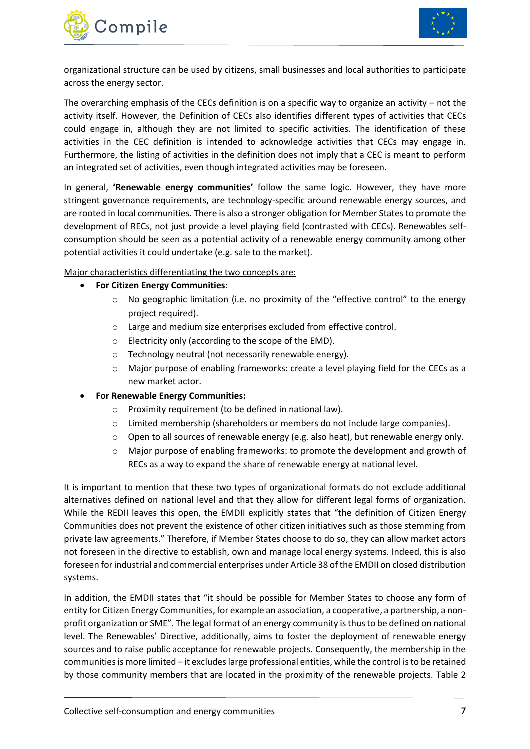organizational structure can be used by citizens, small businesses and local authorities to participate across the energy sector.

The overarching emphasis of the CECs definition is on a specific way to organize an activity – not the activity itself. However, the Definition of CECs also identifies different types of activities that CECs could engage in, although they are not limited to specific activities. The identification of these activities in the CEC definition is intended to acknowledge activities that CECs may engage in. Furthermore, the listing of activities in the definition does not imply that a CEC is meant to perform an integrated set of activities, even though integrated activities may be foreseen.

In general, **'Renewable energy communities'** follow the same logic. However, they have more stringent governance requirements, are technology-specific around renewable energy sources, and are rooted in local communities. There is also a stronger obligation for Member States to promote the development of RECs, not just provide a level playing field (contrasted with CECs). Renewables self-consumption should be seen as a potential activity of a renewable energy community among other potential activities it could undertake (e.g. sale to the market).

<u>Major characteristics differentiating the two concepts are:</u>

- **For Citizen Energy Communities:**
  - No geographic limitation (i.e. no proximity of the "effective control" to the energy project required).
  - Large and medium size enterprises excluded from effective control.
  - Electricity only (according to the scope of the EMD).
  - Technology neutral (not necessarily renewable energy).
  - Major purpose of enabling frameworks: create a level playing field for the CECs as a new market actor.
- **For Renewable Energy Communities:**
  - Proximity requirement (to be defined in national law).
  - Limited membership (shareholders or members do not include large companies).
  - Open to all sources of renewable energy (e.g. also heat), but renewable energy only.
  - Major purpose of enabling frameworks: to promote the development and growth of RECs as a way to expand the share of renewable energy at national level.

It is important to mention that these two types of organizational formats do not exclude additional alternatives defined on national level and that they allow for different legal forms of organization. While the REDII leaves this open, the EMDII explicitly states that "the definition of Citizen Energy Communities does not prevent the existence of other citizen initiatives such as those stemming from private law agreements." Therefore, if Member States choose to do so, they can allow market actors not foreseen in the directive to establish, own and manage local energy systems. Indeed, this is also foreseen for industrial and commercial enterprises under Article 38 of the EMDII on closed distribution systems.

In addition, the EMDII states that "it should be possible for Member States to choose any form of entity for Citizen Energy Communities, for example an association, a cooperative, a partnership, a non-profit organization or SME". The legal format of an energy community is thus to be defined on national level. The Renewables' Directive, additionally, aims to foster the deployment of renewable energy sources and to raise public acceptance for renewable projects. Consequently, the membership in the communities is more limited – it excludes large professional entities, while the control is to be retained by those community members that are located in the proximity of the renewable projects. Table 2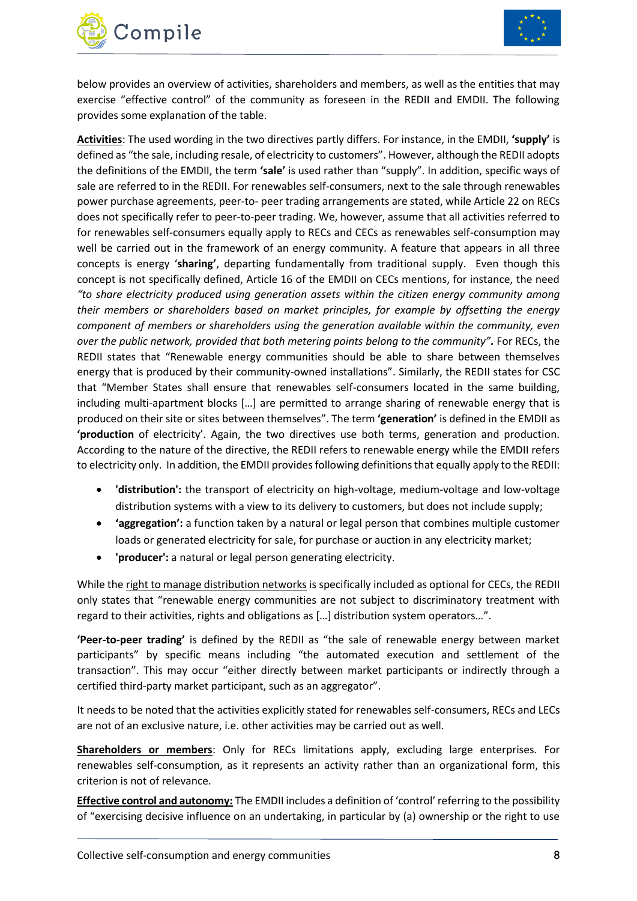below provides an overview of activities, shareholders and members, as well as the entities that may exercise "effective control" of the community as foreseen in the REDII and EMDII. The following provides some explanation of the table.

**Activities**: The used wording in the two directives partly differs. For instance, in the EMDII, **'supply'** is defined as "the sale, including resale, of electricity to customers". However, although the REDII adopts the definitions of the EMDII, the term **'sale'** is used rather than "supply". In addition, specific ways of sale are referred to in the REDII. For renewables self-consumers, next to the sale through renewables power purchase agreements, peer-to- peer trading arrangements are stated, while Article 22 on RECs does not specifically refer to peer-to-peer trading. We, however, assume that all activities referred to for renewables self-consumers equally apply to RECs and CECs as renewables self-consumption may well be carried out in the framework of an energy community. A feature that appears in all three concepts is energy '**sharing'**, departing fundamentally from traditional supply. Even though this concept is not specifically defined, Article 16 of the EMDII on CECs mentions, for instance, the need *"to share electricity produced using generation assets within the citizen energy community among their members or shareholders based on market principles, for example by offsetting the energy component of members or shareholders using the generation available within the community, even over the public network, provided that both metering points belong to the community"*. For RECs, the REDII states that "Renewable energy communities should be able to share between themselves energy that is produced by their community-owned installations". Similarly, the REDII states for CSC that "Member States shall ensure that renewables self-consumers located in the same building, including multi-apartment blocks […] are permitted to arrange sharing of renewable energy that is produced on their site or sites between themselves". The term **'generation'** is defined in the EMDII as **'production** of electricity'. Again, the two directives use both terms, generation and production. According to the nature of the directive, the REDII refers to renewable energy while the EMDII refers to electricity only. In addition, the EMDII provides following definitions that equally apply to the REDII:

- **'distribution':** the transport of electricity on high-voltage, medium-voltage and low-voltage distribution systems with a view to its delivery to customers, but does not include supply;
- **'aggregation':** a function taken by a natural or legal person that combines multiple customer loads or generated electricity for sale, for purchase or auction in any electricity market;
- **'producer':** a natural or legal person generating electricity.

While the right to manage distribution networks is specifically included as optional for CECs, the REDII only states that "renewable energy communities are not subject to discriminatory treatment with regard to their activities, rights and obligations as […] distribution system operators…".

**'Peer-to-peer trading'** is defined by the REDII as "the sale of renewable energy between market participants" by specific means including "the automated execution and settlement of the transaction". This may occur "either directly between market participants or indirectly through a certified third-party market participant, such as an aggregator".

It needs to be noted that the activities explicitly stated for renewables self-consumers, RECs and LECs are not of an exclusive nature, i.e. other activities may be carried out as well.

**Shareholders or members**: Only for RECs limitations apply, excluding large enterprises. For renewables self-consumption, as it represents an activity rather than an organizational form, this criterion is not of relevance.

**Effective control and autonomy:** The EMDII includes a definition of 'control' referring to the possibility of "exercising decisive influence on an undertaking, in particular by (a) ownership or the right to use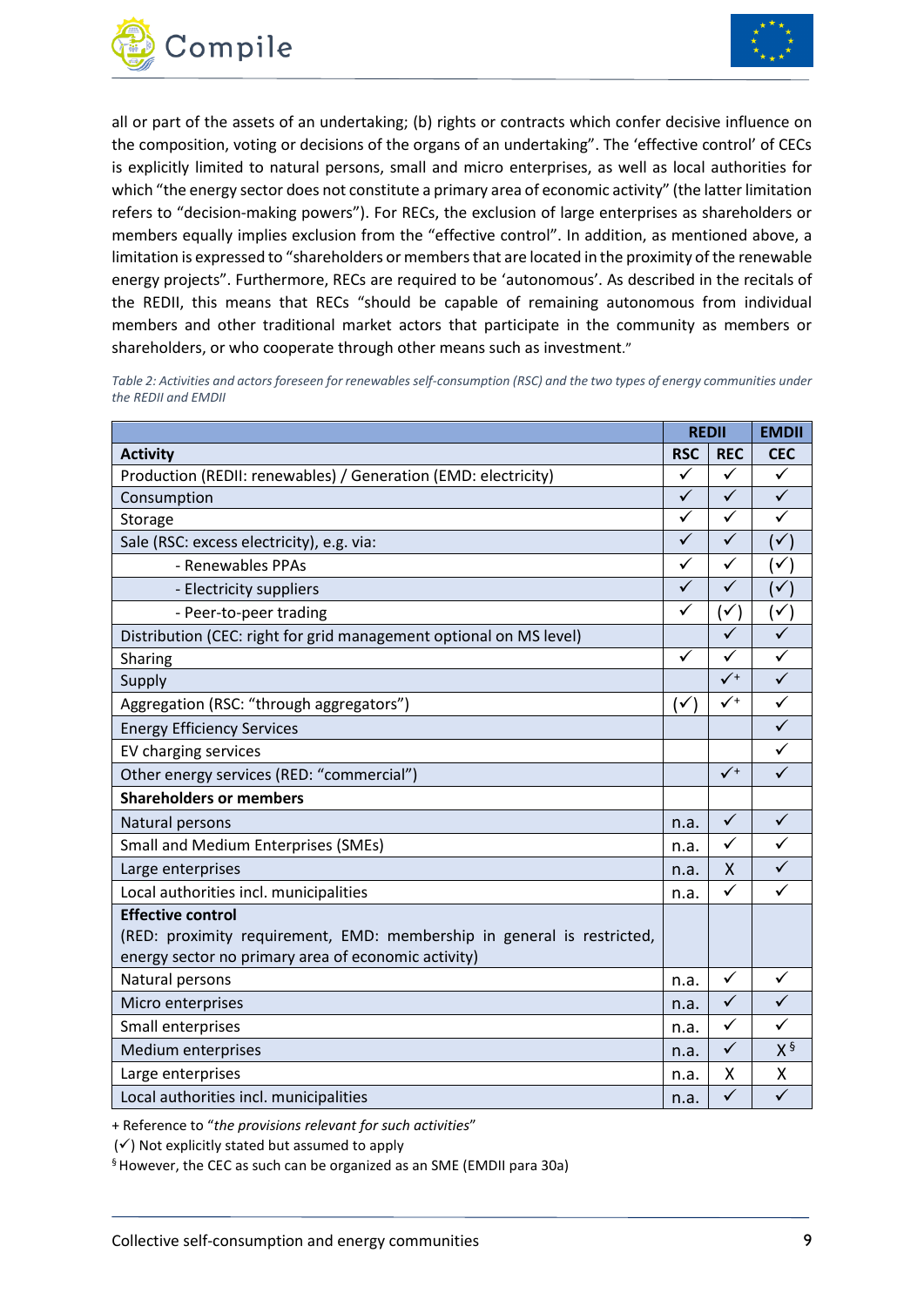all or part of the assets of an undertaking; (b) rights or contracts which confer decisive influence on the composition, voting or decisions of the organs of an undertaking". The 'effective control' of CECs is explicitly limited to natural persons, small and micro enterprises, as well as local authorities for which "the energy sector does not constitute a primary area of economic activity" (the latter limitation refers to "decision-making powers"). For RECs, the exclusion of large enterprises as shareholders or members equally implies exclusion from the "effective control". In addition, as mentioned above, a limitation is expressed to "shareholders or members that are located in the proximity of the renewable energy projects". Furthermore, RECs are required to be 'autonomous'. As described in the recitals of the REDII, this means that RECs "should be capable of remaining autonomous from individual members and other traditional market actors that participate in the community as members or shareholders, or who cooperate through other means such as investment."

*Table 2: Activities and actors foreseen for renewables self-consumption (RSC) and the two types of energy communities under the REDII and EMDII*

| | REDII | | EMDII |
|---|---|---|---|
| **Activity** | **RSC** | **REC** | **CEC** |
| Production (REDII: renewables) / Generation (EMD: electricity) | ✓ | ✓ | ✓ |
| Consumption | ✓ | ✓ | ✓ |
| Storage | ✓ | ✓ | ✓ |
| Sale (RSC: excess electricity), e.g. via: | ✓ | ✓ | (✓) |
| - Renewables PPAs | ✓ | ✓ | (✓) |
| - Electricity suppliers | ✓ | ✓ | (✓) |
| - Peer-to-peer trading | ✓ | (✓) | (✓) |
| Distribution (CEC: right for grid management optional on MS level) | | ✓ | ✓ |
| Sharing | ✓ | ✓ | ✓ |
| Supply | | ✓+ | ✓ |
| Aggregation (RSC: "through aggregators") | (✓) | ✓+ | ✓ |
| Energy Efficiency Services | | | ✓ |
| EV charging services | | | ✓ |
| Other energy services (RED: "commercial") | | ✓+ | ✓ |
| **Shareholders or members** | | | |
| Natural persons | n.a. | ✓ | ✓ |
| Small and Medium Enterprises (SMEs) | n.a. | ✓ | ✓ |
| Large enterprises | n.a. | X | ✓ |
| Local authorities incl. municipalities | n.a. | ✓ | ✓ |
| **Effective control** (RED: proximity requirement, EMD: membership in general is restricted, energy sector no primary area of economic activity) | | | |
| Natural persons | n.a. | ✓ | ✓ |
| Micro enterprises | n.a. | ✓ | ✓ |
| Small enterprises | n.a. | ✓ | ✓ |
| Medium enterprises | n.a. | ✓ | X § |
| Large enterprises | n.a. | X | X |
| Local authorities incl. municipalities | n.a. | ✓ | ✓ |

+ Reference to "*the provisions relevant for such activities*"

(✓) Not explicitly stated but assumed to apply

§ However, the CEC as such can be organized as an SME (EMDII para 30a)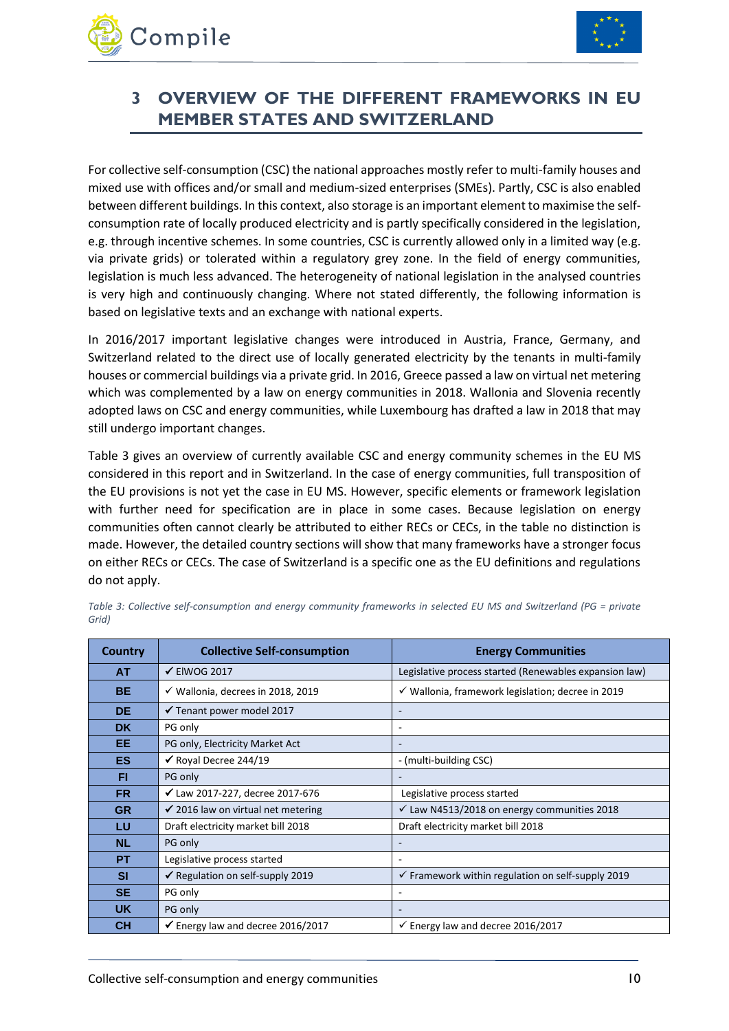# 3 OVERVIEW OF THE DIFFERENT FRAMEWORKS IN EU MEMBER STATES AND SWITZERLAND

For collective self-consumption (CSC) the national approaches mostly refer to multi-family houses and mixed use with offices and/or small and medium-sized enterprises (SMEs). Partly, CSC is also enabled between different buildings. In this context, also storage is an important element to maximise the self-consumption rate of locally produced electricity and is partly specifically considered in the legislation, e.g. through incentive schemes. In some countries, CSC is currently allowed only in a limited way (e.g. via private grids) or tolerated within a regulatory grey zone. In the field of energy communities, legislation is much less advanced. The heterogeneity of national legislation in the analysed countries is very high and continuously changing. Where not stated differently, the following information is based on legislative texts and an exchange with national experts.

In 2016/2017 important legislative changes were introduced in Austria, France, Germany, and Switzerland related to the direct use of locally generated electricity by the tenants in multi-family houses or commercial buildings via a private grid. In 2016, Greece passed a law on virtual net metering which was complemented by a law on energy communities in 2018. Wallonia and Slovenia recently adopted laws on CSC and energy communities, while Luxembourg has drafted a law in 2018 that may still undergo important changes.

Table 3 gives an overview of currently available CSC and energy community schemes in the EU MS considered in this report and in Switzerland. In the case of energy communities, full transposition of the EU provisions is not yet the case in EU MS. However, specific elements or framework legislation with further need for specification are in place in some cases. Because legislation on energy communities often cannot clearly be attributed to either RECs or CECs, in the table no distinction is made. However, the detailed country sections will show that many frameworks have a stronger focus on either RECs or CECs. The case of Switzerland is a specific one as the EU definitions and regulations do not apply.

*Table 3: Collective self-consumption and energy community frameworks in selected EU MS and Switzerland (PG = private Grid)*

| Country | Collective Self-consumption | Energy Communities |
|---|---|---|
| AT | ✓ ElWOG 2017 | Legislative process started (Renewables expansion law) |
| BE | ✓ Wallonia, decrees in 2018, 2019 | ✓ Wallonia, framework legislation; decree in 2019 |
| DE | ✓ Tenant power model 2017 | - |
| DK | PG only | - |
| EE | PG only, Electricity Market Act | - |
| ES | ✓ Royal Decree 244/19 | - (multi-building CSC) |
| FI | PG only | - |
| FR | ✓ Law 2017-227, decree 2017-676 | Legislative process started |
| GR | ✓ 2016 law on virtual net metering | ✓ Law N4513/2018 on energy communities 2018 |
| LU | Draft electricity market bill 2018 | Draft electricity market bill 2018 |
| NL | PG only | - |
| PT | Legislative process started | - |
| SI | ✓ Regulation on self-supply 2019 | ✓ Framework within regulation on self-supply 2019 |
| SE | PG only | - |
| UK | PG only | - |
| CH | ✓ Energy law and decree 2016/2017 | ✓ Energy law and decree 2016/2017 |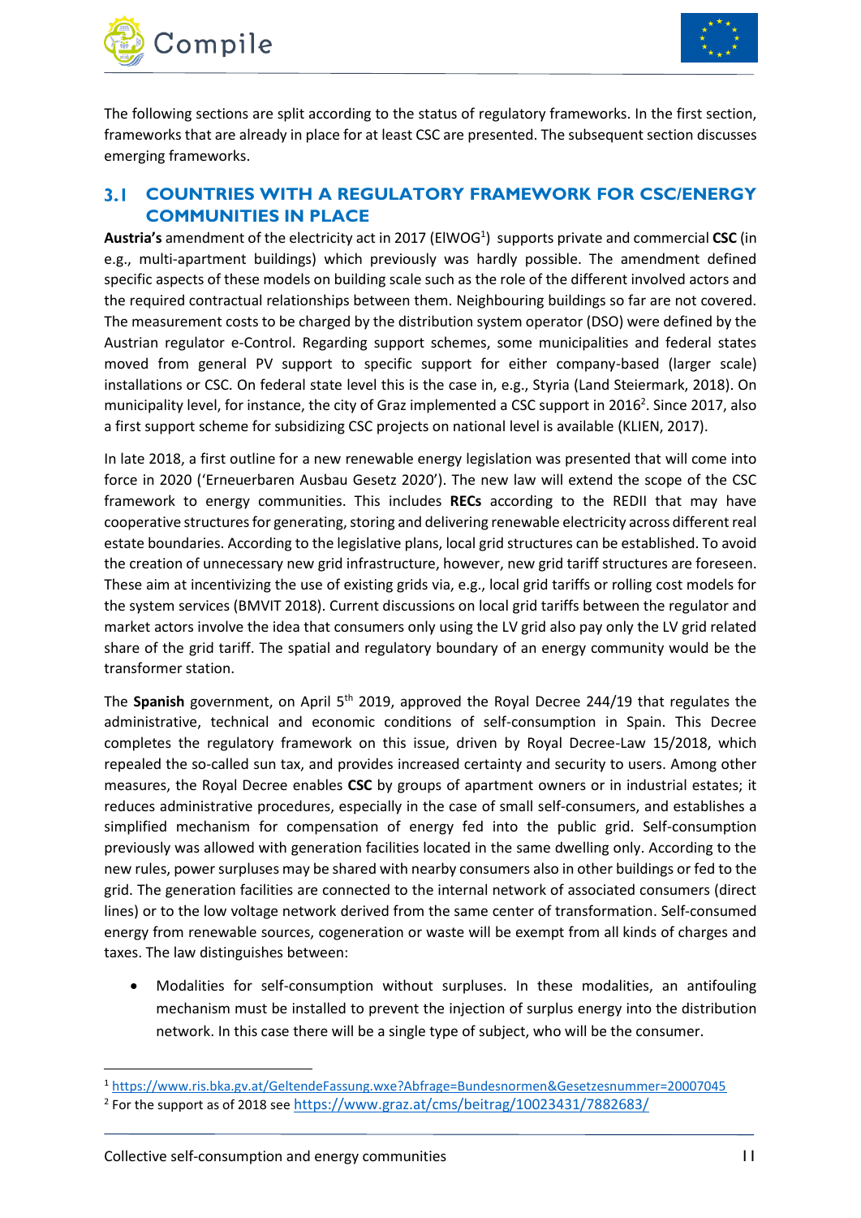The following sections are split according to the status of regulatory frameworks. In the first section, frameworks that are already in place for at least CSC are presented. The subsequent section discusses emerging frameworks.

## 3.1 COUNTRIES WITH A REGULATORY FRAMEWORK FOR CSC/ENERGY COMMUNITIES IN PLACE

**Austria's** amendment of the electricity act in 2017 (ElWOG[1]) supports private and commercial **CSC** (in e.g., multi-apartment buildings) which previously was hardly possible. The amendment defined specific aspects of these models on building scale such as the role of the different involved actors and the required contractual relationships between them. Neighbouring buildings so far are not covered. The measurement costs to be charged by the distribution system operator (DSO) were defined by the Austrian regulator e-Control. Regarding support schemes, some municipalities and federal states moved from general PV support to specific support for either company-based (larger scale) installations or CSC. On federal state level this is the case in, e.g., Styria (Land Steiermark, 2018). On municipality level, for instance, the city of Graz implemented a CSC support in 2016[2]. Since 2017, also a first support scheme for subsidizing CSC projects on national level is available (KLIEN, 2017).

In late 2018, a first outline for a new renewable energy legislation was presented that will come into force in 2020 ('Erneuerbaren Ausbau Gesetz 2020'). The new law will extend the scope of the CSC framework to energy communities. This includes **RECs** according to the REDII that may have cooperative structures for generating, storing and delivering renewable electricity across different real estate boundaries. According to the legislative plans, local grid structures can be established. To avoid the creation of unnecessary new grid infrastructure, however, new grid tariff structures are foreseen. These aim at incentivizing the use of existing grids via, e.g., local grid tariffs or rolling cost models for the system services (BMVIT 2018). Current discussions on local grid tariffs between the regulator and market actors involve the idea that consumers only using the LV grid also pay only the LV grid related share of the grid tariff. The spatial and regulatory boundary of an energy community would be the transformer station.

The **Spanish** government, on April 5th 2019, approved the Royal Decree 244/19 that regulates the administrative, technical and economic conditions of self-consumption in Spain. This Decree completes the regulatory framework on this issue, driven by Royal Decree-Law 15/2018, which repealed the so-called sun tax, and provides increased certainty and security to users. Among other measures, the Royal Decree enables **CSC** by groups of apartment owners or in industrial estates; it reduces administrative procedures, especially in the case of small self-consumers, and establishes a simplified mechanism for compensation of energy fed into the public grid. Self-consumption previously was allowed with generation facilities located in the same dwelling only. According to the new rules, power surpluses may be shared with nearby consumers also in other buildings or fed to the grid. The generation facilities are connected to the internal network of associated consumers (direct lines) or to the low voltage network derived from the same center of transformation. Self-consumed energy from renewable sources, cogeneration or waste will be exempt from all kinds of charges and taxes. The law distinguishes between:

- Modalities for self-consumption without surpluses. In these modalities, an antifouling mechanism must be installed to prevent the injection of surplus energy into the distribution network. In this case there will be a single type of subject, who will be the consumer.

[1] https://www.ris.bka.gv.at/GeltendeFassung.wxe?Abfrage=Bundesnormen&Gesetzesnummer=20007045

[2] For the support as of 2018 see https://www.graz.at/cms/beitrag/10023431/7882683/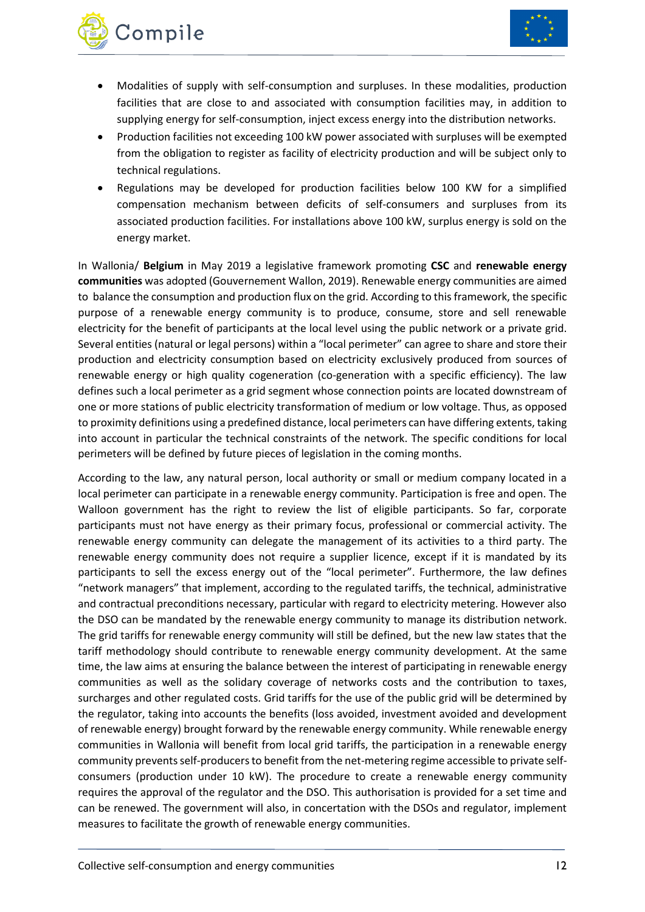- Modalities of supply with self-consumption and surpluses. In these modalities, production facilities that are close to and associated with consumption facilities may, in addition to supplying energy for self-consumption, inject excess energy into the distribution networks.
- Production facilities not exceeding 100 kW power associated with surpluses will be exempted from the obligation to register as facility of electricity production and will be subject only to technical regulations.
- Regulations may be developed for production facilities below 100 KW for a simplified compensation mechanism between deficits of self-consumers and surpluses from its associated production facilities. For installations above 100 kW, surplus energy is sold on the energy market.

In Wallonia/ **Belgium** in May 2019 a legislative framework promoting **CSC** and **renewable energy communities** was adopted (Gouvernement Wallon, 2019). Renewable energy communities are aimed to balance the consumption and production flux on the grid. According to this framework, the specific purpose of a renewable energy community is to produce, consume, store and sell renewable electricity for the benefit of participants at the local level using the public network or a private grid. Several entities (natural or legal persons) within a "local perimeter" can agree to share and store their production and electricity consumption based on electricity exclusively produced from sources of renewable energy or high quality cogeneration (co-generation with a specific efficiency). The law defines such a local perimeter as a grid segment whose connection points are located downstream of one or more stations of public electricity transformation of medium or low voltage. Thus, as opposed to proximity definitions using a predefined distance, local perimeters can have differing extents, taking into account in particular the technical constraints of the network. The specific conditions for local perimeters will be defined by future pieces of legislation in the coming months.

According to the law, any natural person, local authority or small or medium company located in a local perimeter can participate in a renewable energy community. Participation is free and open. The Walloon government has the right to review the list of eligible participants. So far, corporate participants must not have energy as their primary focus, professional or commercial activity. The renewable energy community can delegate the management of its activities to a third party. The renewable energy community does not require a supplier licence, except if it is mandated by its participants to sell the excess energy out of the "local perimeter". Furthermore, the law defines "network managers" that implement, according to the regulated tariffs, the technical, administrative and contractual preconditions necessary, particular with regard to electricity metering. However also the DSO can be mandated by the renewable energy community to manage its distribution network. The grid tariffs for renewable energy community will still be defined, but the new law states that the tariff methodology should contribute to renewable energy community development. At the same time, the law aims at ensuring the balance between the interest of participating in renewable energy communities as well as the solidary coverage of networks costs and the contribution to taxes, surcharges and other regulated costs. Grid tariffs for the use of the public grid will be determined by the regulator, taking into accounts the benefits (loss avoided, investment avoided and development of renewable energy) brought forward by the renewable energy community. While renewable energy communities in Wallonia will benefit from local grid tariffs, the participation in a renewable energy community prevents self-producers to benefit from the net-metering regime accessible to private self-consumers (production under 10 kW). The procedure to create a renewable energy community requires the approval of the regulator and the DSO. This authorisation is provided for a set time and can be renewed. The government will also, in concertation with the DSOs and regulator, implement measures to facilitate the growth of renewable energy communities.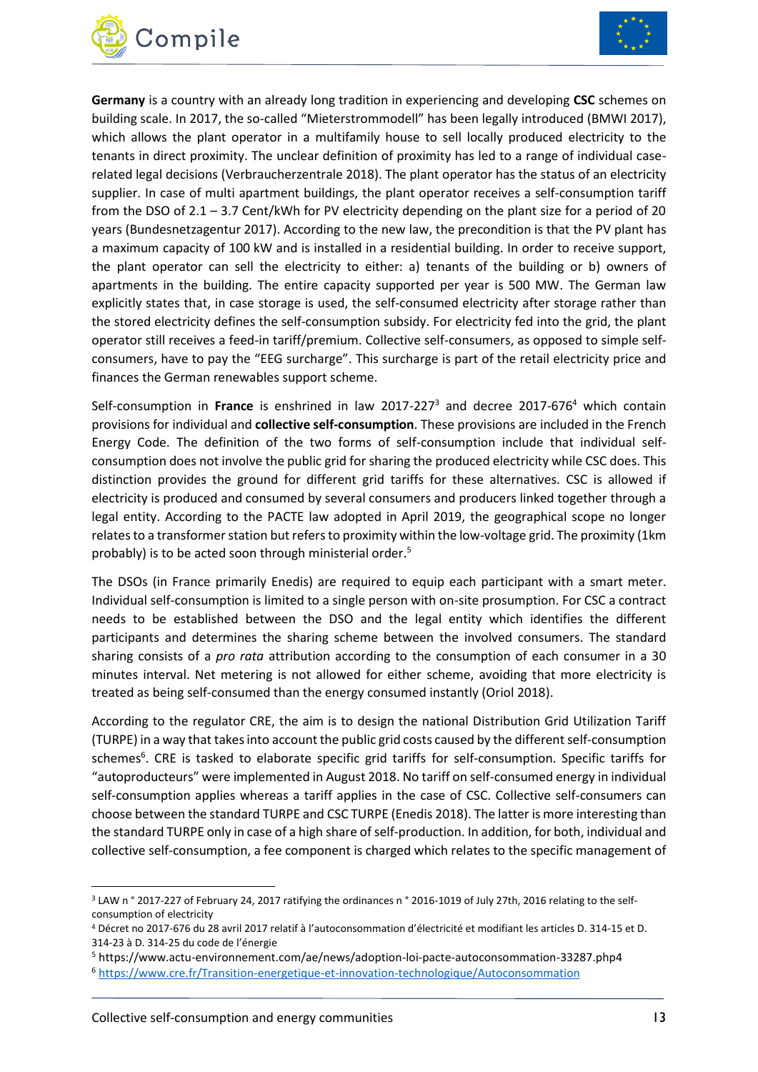**Germany** is a country with an already long tradition in experiencing and developing **CSC** schemes on building scale. In 2017, the so-called "Mieterstrommodell" has been legally introduced (BMWI 2017), which allows the plant operator in a multifamily house to sell locally produced electricity to the tenants in direct proximity. The unclear definition of proximity has led to a range of individual case-related legal decisions (Verbraucherzentrale 2018). The plant operator has the status of an electricity supplier. In case of multi apartment buildings, the plant operator receives a self-consumption tariff from the DSO of 2.1 – 3.7 Cent/kWh for PV electricity depending on the plant size for a period of 20 years (Bundesnetzagentur 2017). According to the new law, the precondition is that the PV plant has a maximum capacity of 100 kW and is installed in a residential building. In order to receive support, the plant operator can sell the electricity to either: a) tenants of the building or b) owners of apartments in the building. The entire capacity supported per year is 500 MW. The German law explicitly states that, in case storage is used, the self-consumed electricity after storage rather than the stored electricity defines the self-consumption subsidy. For electricity fed into the grid, the plant operator still receives a feed-in tariff/premium. Collective self-consumers, as opposed to simple self-consumers, have to pay the "EEG surcharge". This surcharge is part of the retail electricity price and finances the German renewables support scheme.

Self-consumption in **France** is enshrined in law 2017-227[3] and decree 2017-676[4] which contain provisions for individual and **collective self-consumption**. These provisions are included in the French Energy Code. The definition of the two forms of self-consumption include that individual self-consumption does not involve the public grid for sharing the produced electricity while CSC does. This distinction provides the ground for different grid tariffs for these alternatives. CSC is allowed if electricity is produced and consumed by several consumers and producers linked together through a legal entity. According to the PACTE law adopted in April 2019, the geographical scope no longer relates to a transformer station but refers to proximity within the low-voltage grid. The proximity (1km probably) is to be acted soon through ministerial order.[5]

The DSOs (in France primarily Enedis) are required to equip each participant with a smart meter. Individual self-consumption is limited to a single person with on-site prosumption. For CSC a contract needs to be established between the DSO and the legal entity which identifies the different participants and determines the sharing scheme between the involved consumers. The standard sharing consists of a *pro rata* attribution according to the consumption of each consumer in a 30 minutes interval. Net metering is not allowed for either scheme, avoiding that more electricity is treated as being self-consumed than the energy consumed instantly (Oriol 2018).

According to the regulator CRE, the aim is to design the national Distribution Grid Utilization Tariff (TURPE) in a way that takes into account the public grid costs caused by the different self-consumption schemes[6]. CRE is tasked to elaborate specific grid tariffs for self-consumption. Specific tariffs for "autoproducteurs" were implemented in August 2018. No tariff on self-consumed energy in individual self-consumption applies whereas a tariff applies in the case of CSC. Collective self-consumers can choose between the standard TURPE and CSC TURPE (Enedis 2018). The latter is more interesting than the standard TURPE only in case of a high share of self-production. In addition, for both, individual and collective self-consumption, a fee component is charged which relates to the specific management of

---

[3] LAW n ° 2017-227 of February 24, 2017 ratifying the ordinances n ° 2016-1019 of July 27th, 2016 relating to the self-consumption of electricity

[4] Décret no 2017-676 du 28 avril 2017 relatif à l'autoconsommation d'électricité et modifiant les articles D. 314-15 et D. 314-23 à D. 314-25 du code de l'énergie

[5] https://www.actu-environnement.com/ae/news/adoption-loi-pacte-autoconsommation-33287.php4

[6] https://www.cre.fr/Transition-energetique-et-innovation-technologique/Autoconsommation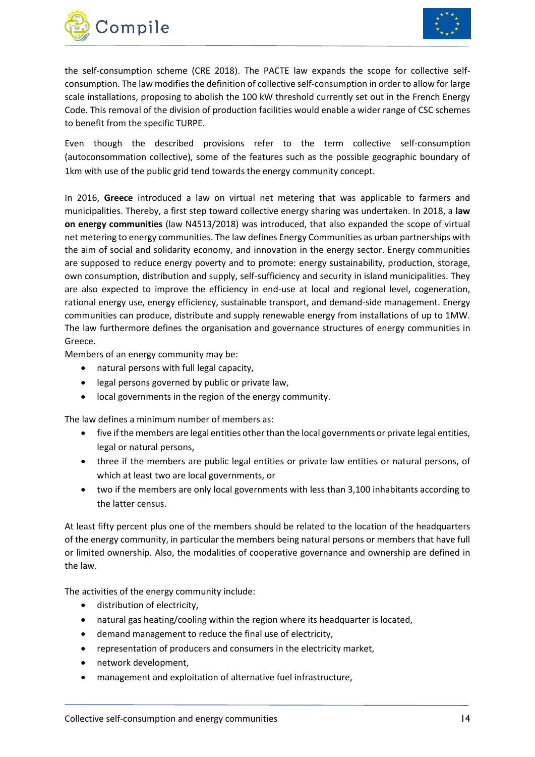the self-consumption scheme (CRE 2018). The PACTE law expands the scope for collective self-consumption. The law modifies the definition of collective self-consumption in order to allow for large scale installations, proposing to abolish the 100 kW threshold currently set out in the French Energy Code. This removal of the division of production facilities would enable a wider range of CSC schemes to benefit from the specific TURPE.

Even though the described provisions refer to the term collective self-consumption (autoconsommation collective), some of the features such as the possible geographic boundary of 1km with use of the public grid tend towards the energy community concept.

In 2016, **Greece** introduced a law on virtual net metering that was applicable to farmers and municipalities. Thereby, a first step toward collective energy sharing was undertaken. In 2018, a **law on energy communities** (law N4513/2018) was introduced, that also expanded the scope of virtual net metering to energy communities. The law defines Energy Communities as urban partnerships with the aim of social and solidarity economy, and innovation in the energy sector. Energy communities are supposed to reduce energy poverty and to promote: energy sustainability, production, storage, own consumption, distribution and supply, self-sufficiency and security in island municipalities. They are also expected to improve the efficiency in end-use at local and regional level, cogeneration, rational energy use, energy efficiency, sustainable transport, and demand-side management. Energy communities can produce, distribute and supply renewable energy from installations of up to 1MW. The law furthermore defines the organisation and governance structures of energy communities in Greece.

Members of an energy community may be:

- natural persons with full legal capacity,
- legal persons governed by public or private law,
- local governments in the region of the energy community.

The law defines a minimum number of members as:

- five if the members are legal entities other than the local governments or private legal entities, legal or natural persons,
- three if the members are public legal entities or private law entities or natural persons, of which at least two are local governments, or
- two if the members are only local governments with less than 3,100 inhabitants according to the latter census.

At least fifty percent plus one of the members should be related to the location of the headquarters of the energy community, in particular the members being natural persons or members that have full or limited ownership. Also, the modalities of cooperative governance and ownership are defined in the law.

The activities of the energy community include:

- distribution of electricity,
- natural gas heating/cooling within the region where its headquarter is located,
- demand management to reduce the final use of electricity,
- representation of producers and consumers in the electricity market,
- network development,
- management and exploitation of alternative fuel infrastructure,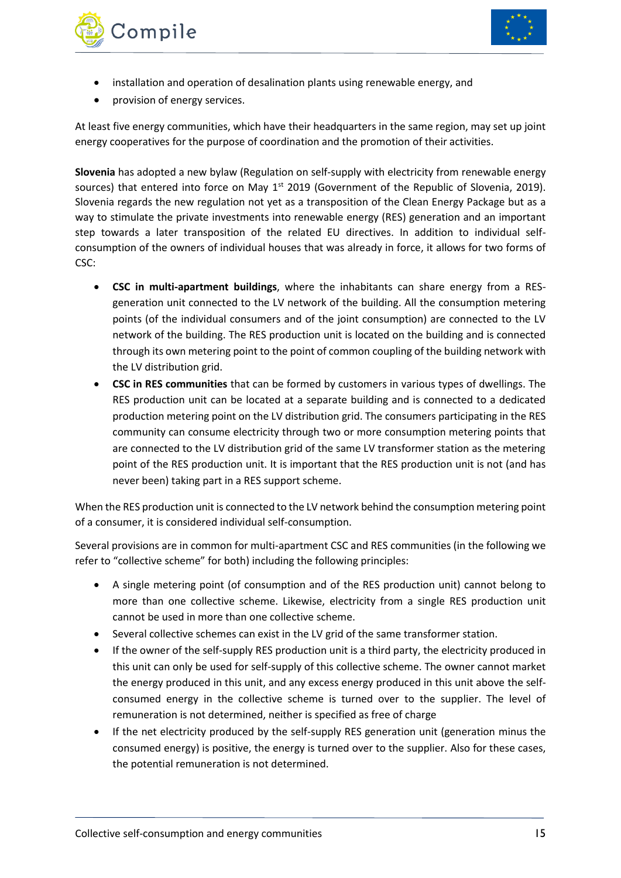- installation and operation of desalination plants using renewable energy, and
- provision of energy services.

At least five energy communities, which have their headquarters in the same region, may set up joint energy cooperatives for the purpose of coordination and the promotion of their activities.

**Slovenia** has adopted a new bylaw (Regulation on self-supply with electricity from renewable energy sources) that entered into force on May 1st 2019 (Government of the Republic of Slovenia, 2019). Slovenia regards the new regulation not yet as a transposition of the Clean Energy Package but as a way to stimulate the private investments into renewable energy (RES) generation and an important step towards a later transposition of the related EU directives. In addition to individual self-consumption of the owners of individual houses that was already in force, it allows for two forms of CSC:

- **CSC in multi-apartment buildings**, where the inhabitants can share energy from a RES-generation unit connected to the LV network of the building. All the consumption metering points (of the individual consumers and of the joint consumption) are connected to the LV network of the building. The RES production unit is located on the building and is connected through its own metering point to the point of common coupling of the building network with the LV distribution grid.
- **CSC in RES communities** that can be formed by customers in various types of dwellings. The RES production unit can be located at a separate building and is connected to a dedicated production metering point on the LV distribution grid. The consumers participating in the RES community can consume electricity through two or more consumption metering points that are connected to the LV distribution grid of the same LV transformer station as the metering point of the RES production unit. It is important that the RES production unit is not (and has never been) taking part in a RES support scheme.

When the RES production unit is connected to the LV network behind the consumption metering point of a consumer, it is considered individual self-consumption.

Several provisions are in common for multi-apartment CSC and RES communities (in the following we refer to "collective scheme" for both) including the following principles:

- A single metering point (of consumption and of the RES production unit) cannot belong to more than one collective scheme. Likewise, electricity from a single RES production unit cannot be used in more than one collective scheme.
- Several collective schemes can exist in the LV grid of the same transformer station.
- If the owner of the self-supply RES production unit is a third party, the electricity produced in this unit can only be used for self-supply of this collective scheme. The owner cannot market the energy produced in this unit, and any excess energy produced in this unit above the self-consumed energy in the collective scheme is turned over to the supplier. The level of remuneration is not determined, neither is specified as free of charge
- If the net electricity produced by the self-supply RES generation unit (generation minus the consumed energy) is positive, the energy is turned over to the supplier. Also for these cases, the potential remuneration is not determined.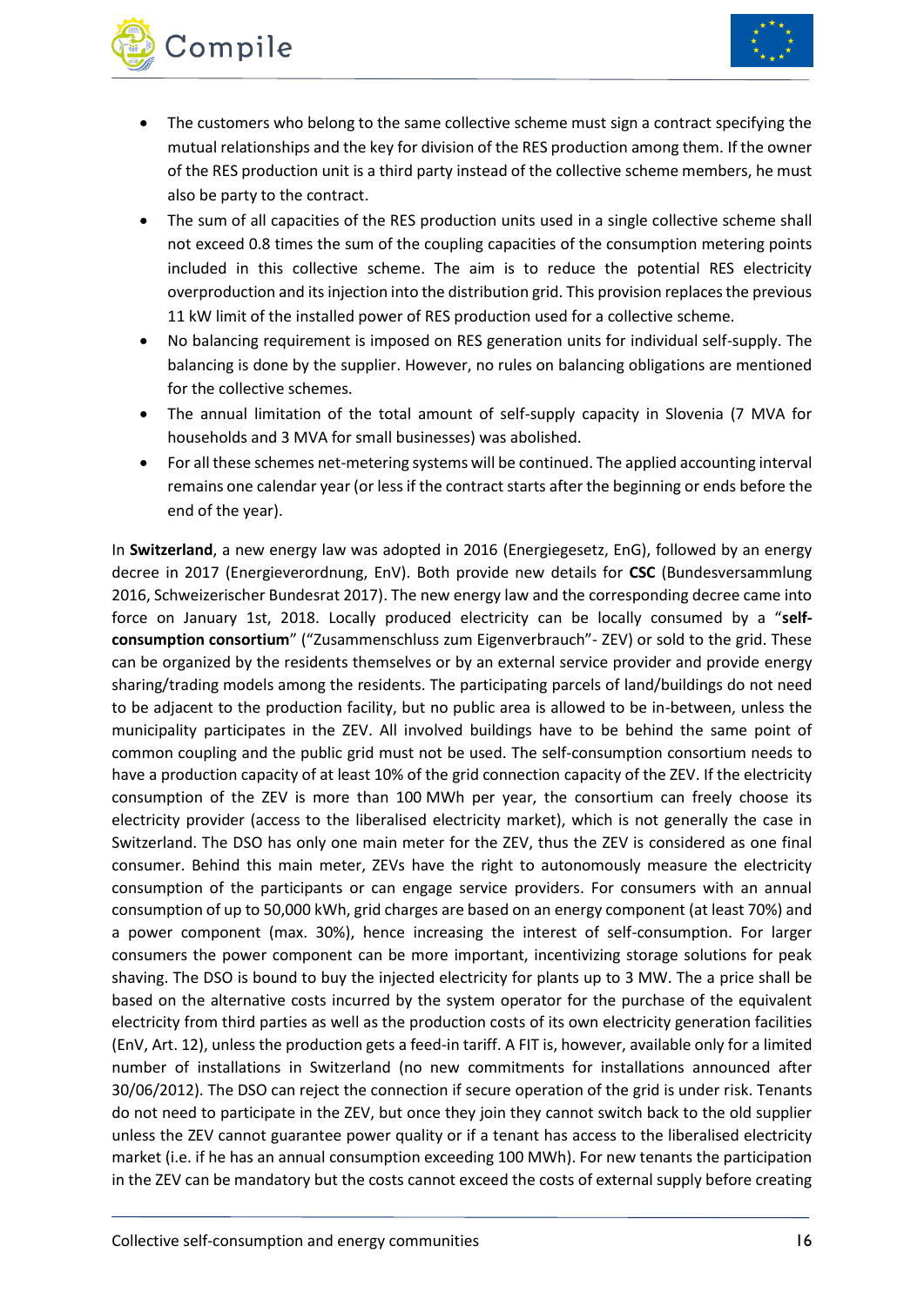- The customers who belong to the same collective scheme must sign a contract specifying the mutual relationships and the key for division of the RES production among them. If the owner of the RES production unit is a third party instead of the collective scheme members, he must also be party to the contract.
- The sum of all capacities of the RES production units used in a single collective scheme shall not exceed 0.8 times the sum of the coupling capacities of the consumption metering points included in this collective scheme. The aim is to reduce the potential RES electricity overproduction and its injection into the distribution grid. This provision replaces the previous 11 kW limit of the installed power of RES production used for a collective scheme.
- No balancing requirement is imposed on RES generation units for individual self-supply. The balancing is done by the supplier. However, no rules on balancing obligations are mentioned for the collective schemes.
- The annual limitation of the total amount of self-supply capacity in Slovenia (7 MVA for households and 3 MVA for small businesses) was abolished.
- For all these schemes net-metering systems will be continued. The applied accounting interval remains one calendar year (or less if the contract starts after the beginning or ends before the end of the year).

In **Switzerland**, a new energy law was adopted in 2016 (Energiegesetz, EnG), followed by an energy decree in 2017 (Energieverordnung, EnV). Both provide new details for **CSC** (Bundesversammlung 2016, Schweizerischer Bundesrat 2017). The new energy law and the corresponding decree came into force on January 1st, 2018. Locally produced electricity can be locally consumed by a "**self-consumption consortium**" ("Zusammenschluss zum Eigenverbrauch"- ZEV) or sold to the grid. These can be organized by the residents themselves or by an external service provider and provide energy sharing/trading models among the residents. The participating parcels of land/buildings do not need to be adjacent to the production facility, but no public area is allowed to be in-between, unless the municipality participates in the ZEV. All involved buildings have to be behind the same point of common coupling and the public grid must not be used. The self-consumption consortium needs to have a production capacity of at least 10% of the grid connection capacity of the ZEV. If the electricity consumption of the ZEV is more than 100 MWh per year, the consortium can freely choose its electricity provider (access to the liberalised electricity market), which is not generally the case in Switzerland. The DSO has only one main meter for the ZEV, thus the ZEV is considered as one final consumer. Behind this main meter, ZEVs have the right to autonomously measure the electricity consumption of the participants or can engage service providers. For consumers with an annual consumption of up to 50,000 kWh, grid charges are based on an energy component (at least 70%) and a power component (max. 30%), hence increasing the interest of self-consumption. For larger consumers the power component can be more important, incentivizing storage solutions for peak shaving. The DSO is bound to buy the injected electricity for plants up to 3 MW. The a price shall be based on the alternative costs incurred by the system operator for the purchase of the equivalent electricity from third parties as well as the production costs of its own electricity generation facilities (EnV, Art. 12), unless the production gets a feed-in tariff. A FIT is, however, available only for a limited number of installations in Switzerland (no new commitments for installations announced after 30/06/2012). The DSO can reject the connection if secure operation of the grid is under risk. Tenants do not need to participate in the ZEV, but once they join they cannot switch back to the old supplier unless the ZEV cannot guarantee power quality or if a tenant has access to the liberalised electricity market (i.e. if he has an annual consumption exceeding 100 MWh). For new tenants the participation in the ZEV can be mandatory but the costs cannot exceed the costs of external supply before creating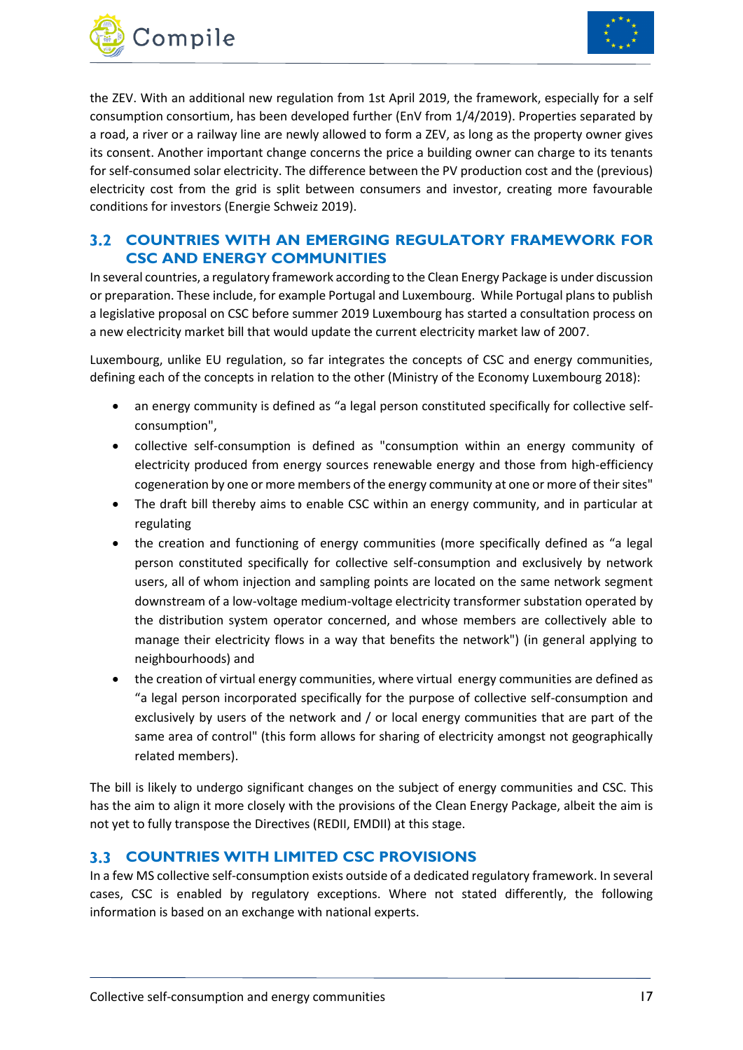the ZEV. With an additional new regulation from 1st April 2019, the framework, especially for a self consumption consortium, has been developed further (EnV from 1/4/2019). Properties separated by a road, a river or a railway line are newly allowed to form a ZEV, as long as the property owner gives its consent. Another important change concerns the price a building owner can charge to its tenants for self-consumed solar electricity. The difference between the PV production cost and the (previous) electricity cost from the grid is split between consumers and investor, creating more favourable conditions for investors (Energie Schweiz 2019).

## 3.2 COUNTRIES WITH AN EMERGING REGULATORY FRAMEWORK FOR CSC AND ENERGY COMMUNITIES

In several countries, a regulatory framework according to the Clean Energy Package is under discussion or preparation. These include, for example Portugal and Luxembourg. While Portugal plans to publish a legislative proposal on CSC before summer 2019 Luxembourg has started a consultation process on a new electricity market bill that would update the current electricity market law of 2007.

Luxembourg, unlike EU regulation, so far integrates the concepts of CSC and energy communities, defining each of the concepts in relation to the other (Ministry of the Economy Luxembourg 2018):

- an energy community is defined as "a legal person constituted specifically for collective self-consumption",
- collective self-consumption is defined as "consumption within an energy community of electricity produced from energy sources renewable energy and those from high-efficiency cogeneration by one or more members of the energy community at one or more of their sites"
- The draft bill thereby aims to enable CSC within an energy community, and in particular at regulating
- the creation and functioning of energy communities (more specifically defined as "a legal person constituted specifically for collective self-consumption and exclusively by network users, all of whom injection and sampling points are located on the same network segment downstream of a low-voltage medium-voltage electricity transformer substation operated by the distribution system operator concerned, and whose members are collectively able to manage their electricity flows in a way that benefits the network") (in general applying to neighbourhoods) and
- the creation of virtual energy communities, where virtual energy communities are defined as "a legal person incorporated specifically for the purpose of collective self-consumption and exclusively by users of the network and / or local energy communities that are part of the same area of control" (this form allows for sharing of electricity amongst not geographically related members).

The bill is likely to undergo significant changes on the subject of energy communities and CSC. This has the aim to align it more closely with the provisions of the Clean Energy Package, albeit the aim is not yet to fully transpose the Directives (REDII, EMDII) at this stage.

## 3.3 COUNTRIES WITH LIMITED CSC PROVISIONS

In a few MS collective self-consumption exists outside of a dedicated regulatory framework. In several cases, CSC is enabled by regulatory exceptions. Where not stated differently, the following information is based on an exchange with national experts.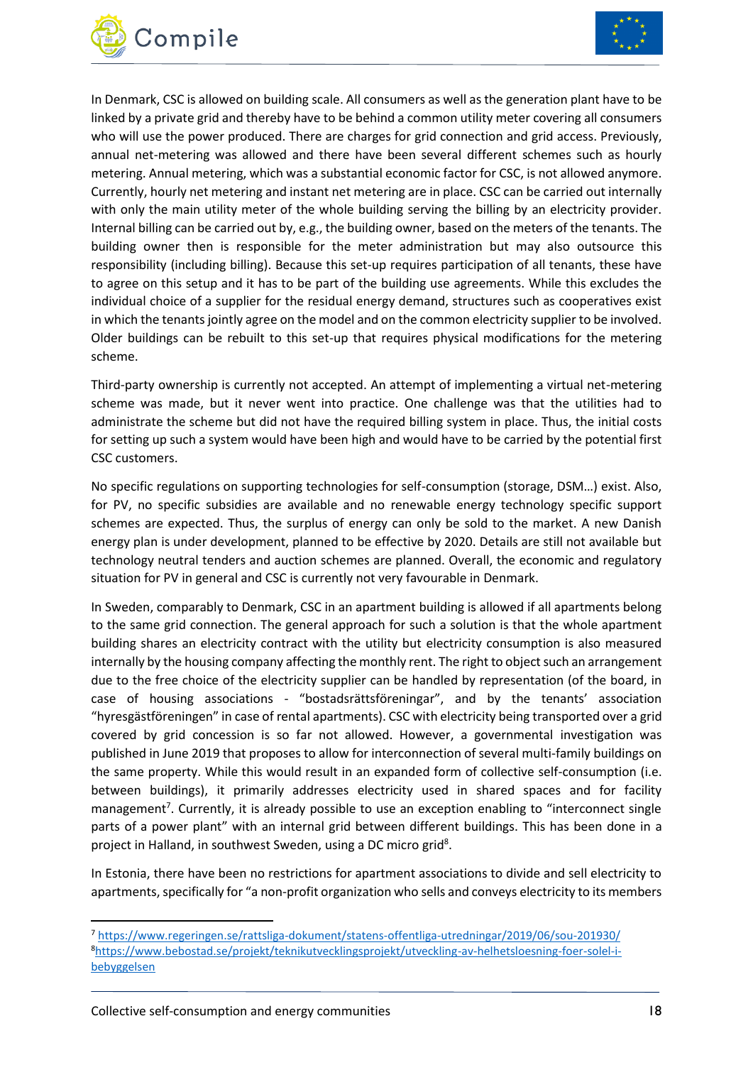In Denmark, CSC is allowed on building scale. All consumers as well as the generation plant have to be linked by a private grid and thereby have to be behind a common utility meter covering all consumers who will use the power produced. There are charges for grid connection and grid access. Previously, annual net-metering was allowed and there have been several different schemes such as hourly metering. Annual metering, which was a substantial economic factor for CSC, is not allowed anymore. Currently, hourly net metering and instant net metering are in place. CSC can be carried out internally with only the main utility meter of the whole building serving the billing by an electricity provider. Internal billing can be carried out by, e.g., the building owner, based on the meters of the tenants. The building owner then is responsible for the meter administration but may also outsource this responsibility (including billing). Because this set-up requires participation of all tenants, these have to agree on this setup and it has to be part of the building use agreements. While this excludes the individual choice of a supplier for the residual energy demand, structures such as cooperatives exist in which the tenants jointly agree on the model and on the common electricity supplier to be involved. Older buildings can be rebuilt to this set-up that requires physical modifications for the metering scheme.

Third-party ownership is currently not accepted. An attempt of implementing a virtual net-metering scheme was made, but it never went into practice. One challenge was that the utilities had to administrate the scheme but did not have the required billing system in place. Thus, the initial costs for setting up such a system would have been high and would have to be carried by the potential first CSC customers.

No specific regulations on supporting technologies for self-consumption (storage, DSM…) exist. Also, for PV, no specific subsidies are available and no renewable energy technology specific support schemes are expected. Thus, the surplus of energy can only be sold to the market. A new Danish energy plan is under development, planned to be effective by 2020. Details are still not available but technology neutral tenders and auction schemes are planned. Overall, the economic and regulatory situation for PV in general and CSC is currently not very favourable in Denmark.

In Sweden, comparably to Denmark, CSC in an apartment building is allowed if all apartments belong to the same grid connection. The general approach for such a solution is that the whole apartment building shares an electricity contract with the utility but electricity consumption is also measured internally by the housing company affecting the monthly rent. The right to object such an arrangement due to the free choice of the electricity supplier can be handled by representation (of the board, in case of housing associations - "bostadsrättsföreningar", and by the tenants' association "hyresgästföreningen" in case of rental apartments). CSC with electricity being transported over a grid covered by grid concession is so far not allowed. However, a governmental investigation was published in June 2019 that proposes to allow for interconnection of several multi-family buildings on the same property. While this would result in an expanded form of collective self-consumption (i.e. between buildings), it primarily addresses electricity used in shared spaces and for facility management[7]. Currently, it is already possible to use an exception enabling to "interconnect single parts of a power plant" with an internal grid between different buildings. This has been done in a project in Halland, in southwest Sweden, using a DC micro grid[8].

In Estonia, there have been no restrictions for apartment associations to divide and sell electricity to apartments, specifically for "a non-profit organization who sells and conveys electricity to its members

[7] https://www.regeringen.se/rattsliga-dokument/statens-offentliga-utredningar/2019/06/sou-201930/

[8] https://www.bebostad.se/projekt/teknikutvecklingsprojekt/utveckling-av-helhetsloesning-foer-solel-i-bebyggelsen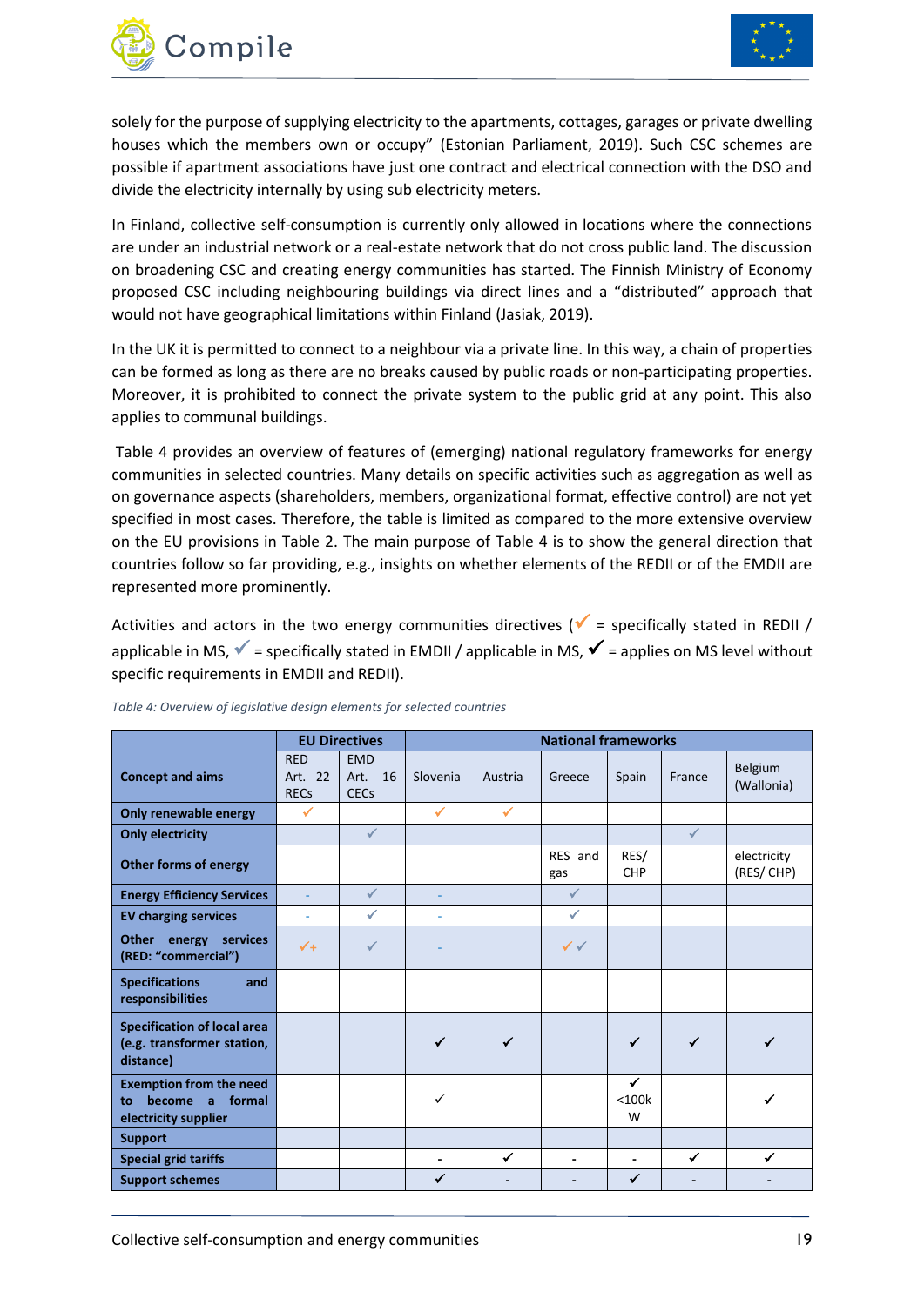solely for the purpose of supplying electricity to the apartments, cottages, garages or private dwelling houses which the members own or occupy" (Estonian Parliament, 2019). Such CSC schemes are possible if apartment associations have just one contract and electrical connection with the DSO and divide the electricity internally by using sub electricity meters.

In Finland, collective self-consumption is currently only allowed in locations where the connections are under an industrial network or a real-estate network that do not cross public land. The discussion on broadening CSC and creating energy communities has started. The Finnish Ministry of Economy proposed CSC including neighbouring buildings via direct lines and a "distributed" approach that would not have geographical limitations within Finland (Jasiak, 2019).

In the UK it is permitted to connect to a neighbour via a private line. In this way, a chain of properties can be formed as long as there are no breaks caused by public roads or non-participating properties. Moreover, it is prohibited to connect the private system to the public grid at any point. This also applies to communal buildings.

Table 4 provides an overview of features of (emerging) national regulatory frameworks for energy communities in selected countries. Many details on specific activities such as aggregation as well as on governance aspects (shareholders, members, organizational format, effective control) are not yet specified in most cases. Therefore, the table is limited as compared to the more extensive overview on the EU provisions in Table 2. The main purpose of Table 4 is to show the general direction that countries follow so far providing, e.g., insights on whether elements of the REDII or of the EMDII are represented more prominently.

Activities and actors in the two energy communities directives (✓ = specifically stated in REDII / applicable in MS, ✓ = specifically stated in EMDII / applicable in MS, ✓ = applies on MS level without specific requirements in EMDII and REDII).

*Table 4: Overview of legislative design elements for selected countries*

| | EU Directives | | National frameworks | | | | | |
|---|---|---|---|---|---|---|---|---|
| **Concept and aims** | RED Art. 22 RECs | EMD Art. 16 CECs | Slovenia | Austria | Greece | Spain | France | Belgium (Wallonia) |
| **Only renewable energy** | ✓ | | ✓ | ✓ | | | | |
| **Only electricity** | | ✓ | | | | | ✓ | |
| **Other forms of energy** | | | | | RES and gas | RES/ CHP | | electricity (RES/ CHP) |
| **Energy Efficiency Services** | - | ✓ | - | | ✓ | | | |
| **EV charging services** | - | ✓ | - | | ✓ | | | |
| **Other energy services (RED: "commercial")** | ✓+ | ✓ | - | | ✓✓ | | | |
| **Specifications and responsibilities** | | | | | | | | |
| **Specification of local area (e.g. transformer station, distance)** | | | ✓ | ✓ | | ✓ | ✓ | ✓ |
| **Exemption from the need to become a formal electricity supplier** | | | ✓ | | | ✓ <100k W | | ✓ |
| **Support** | | | | | | | | |
| **Special grid tariffs** | | | - | ✓ | - | - | ✓ | ✓ |
| **Support schemes** | | | ✓ | - | - | ✓ | - | - |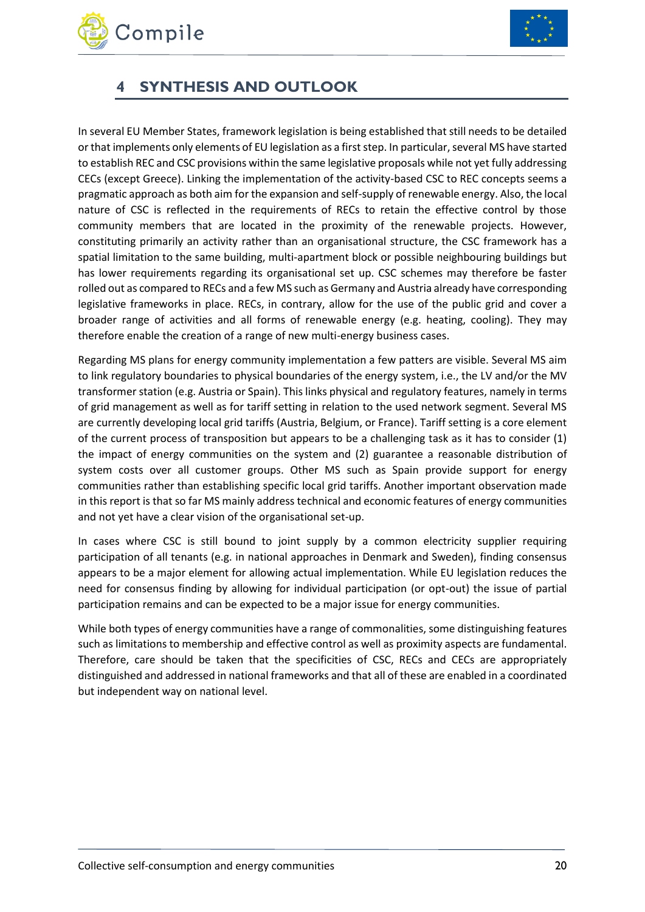# 4 SYNTHESIS AND OUTLOOK

In several EU Member States, framework legislation is being established that still needs to be detailed or that implements only elements of EU legislation as a first step. In particular, several MS have started to establish REC and CSC provisions within the same legislative proposals while not yet fully addressing CECs (except Greece). Linking the implementation of the activity-based CSC to REC concepts seems a pragmatic approach as both aim for the expansion and self-supply of renewable energy. Also, the local nature of CSC is reflected in the requirements of RECs to retain the effective control by those community members that are located in the proximity of the renewable projects. However, constituting primarily an activity rather than an organisational structure, the CSC framework has a spatial limitation to the same building, multi-apartment block or possible neighbouring buildings but has lower requirements regarding its organisational set up. CSC schemes may therefore be faster rolled out as compared to RECs and a few MS such as Germany and Austria already have corresponding legislative frameworks in place. RECs, in contrary, allow for the use of the public grid and cover a broader range of activities and all forms of renewable energy (e.g. heating, cooling). They may therefore enable the creation of a range of new multi-energy business cases.

Regarding MS plans for energy community implementation a few patters are visible. Several MS aim to link regulatory boundaries to physical boundaries of the energy system, i.e., the LV and/or the MV transformer station (e.g. Austria or Spain). This links physical and regulatory features, namely in terms of grid management as well as for tariff setting in relation to the used network segment. Several MS are currently developing local grid tariffs (Austria, Belgium, or France). Tariff setting is a core element of the current process of transposition but appears to be a challenging task as it has to consider (1) the impact of energy communities on the system and (2) guarantee a reasonable distribution of system costs over all customer groups. Other MS such as Spain provide support for energy communities rather than establishing specific local grid tariffs. Another important observation made in this report is that so far MS mainly address technical and economic features of energy communities and not yet have a clear vision of the organisational set-up.

In cases where CSC is still bound to joint supply by a common electricity supplier requiring participation of all tenants (e.g. in national approaches in Denmark and Sweden), finding consensus appears to be a major element for allowing actual implementation. While EU legislation reduces the need for consensus finding by allowing for individual participation (or opt-out) the issue of partial participation remains and can be expected to be a major issue for energy communities.

While both types of energy communities have a range of commonalities, some distinguishing features such as limitations to membership and effective control as well as proximity aspects are fundamental. Therefore, care should be taken that the specificities of CSC, RECs and CECs are appropriately distinguished and addressed in national frameworks and that all of these are enabled in a coordinated but independent way on national level.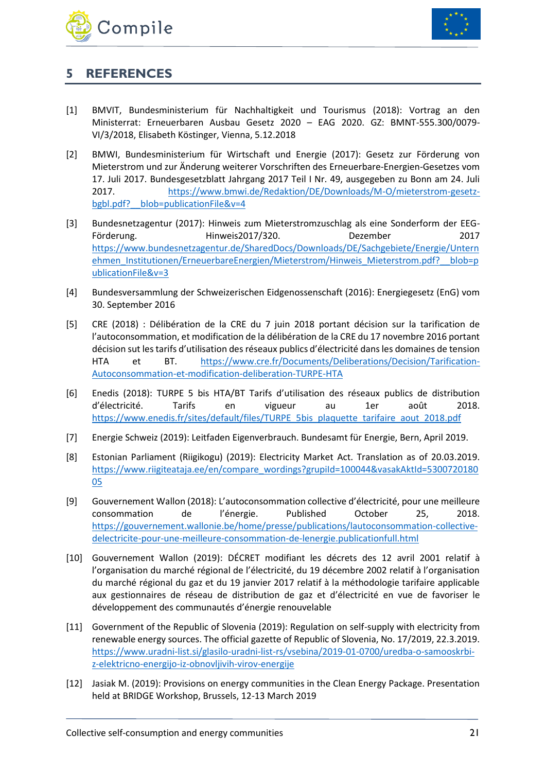# 5 REFERENCES

[1] BMVIT, Bundesministerium für Nachhaltigkeit und Tourismus (2018): Vortrag an den Ministerrat: Erneuerbaren Ausbau Gesetz 2020 – EAG 2020. GZ: BMNT-555.300/0079-VI/3/2018, Elisabeth Köstinger, Vienna, 5.12.2018

[2] BMWI, Bundesministerium für Wirtschaft und Energie (2017): Gesetz zur Förderung von Mieterstrom und zur Änderung weiterer Vorschriften des Erneuerbare-Energien-Gesetzes vom 17. Juli 2017. Bundesgesetzblatt Jahrgang 2017 Teil I Nr. 49, ausgegeben zu Bonn am 24. Juli 2017. https://www.bmwi.de/Redaktion/DE/Downloads/M-O/mieterstrom-gesetz-bgbl.pdf?__blob=publicationFile&v=4

[3] Bundesnetzagentur (2017): Hinweis zum Mieterstromzuschlag als eine Sonderform der EEG-Förderung. Hinweis2017/320. Dezember 2017 https://www.bundesnetzagentur.de/SharedDocs/Downloads/DE/Sachgebiete/Energie/Unternehmen_Institutionen/ErneuerbareEnergien/Mieterstrom/Hinweis_Mieterstrom.pdf?__blob=publicationFile&v=3

[4] Bundesversammlung der Schweizerischen Eidgenossenschaft (2016): Energiegesetz (EnG) vom 30. September 2016

[5] CRE (2018) : Délibération de la CRE du 7 juin 2018 portant décision sur la tarification de l'autoconsommation, et modification de la délibération de la CRE du 17 novembre 2016 portant décision sut les tarifs d'utilisation des réseaux publics d'électricité dans les domaines de tension HTA et BT. https://www.cre.fr/Documents/Deliberations/Decision/Tarification-Autoconsommation-et-modification-deliberation-TURPE-HTA

[6] Enedis (2018): TURPE 5 bis HTA/BT Tarifs d'utilisation des réseaux publics de distribution d'électricité. Tarifs en vigueur au 1er août 2018. https://www.enedis.fr/sites/default/files/TURPE_5bis_plaquette_tarifaire_aout_2018.pdf

[7] Energie Schweiz (2019): Leitfaden Eigenverbrauch. Bundesamt für Energie, Bern, April 2019.

[8] Estonian Parliament (Riigikogu) (2019): Electricity Market Act. Translation as of 20.03.2019. https://www.riigiteataja.ee/en/compare_wordings?grupiId=100044&vasakAktId=530072018005

[9] Gouvernement Wallon (2018): L'autoconsommation collective d'électricité, pour une meilleure consommation de l'énergie. Published October 25, 2018. https://gouvernement.wallonie.be/home/presse/publications/lautoconsommation-collective-delectricite-pour-une-meilleure-consommation-de-lenergie.publicationfull.html

[10] Gouvernement Wallon (2019): DÉCRET modifiant les décrets des 12 avril 2001 relatif à l'organisation du marché régional de l'électricité, du 19 décembre 2002 relatif à l'organisation du marché régional du gaz et du 19 janvier 2017 relatif à la méthodologie tarifaire applicable aux gestionnaires de réseau de distribution de gaz et d'électricité en vue de favoriser le développement des communautés d'énergie renouvelable

[11] Government of the Republic of Slovenia (2019): Regulation on self-supply with electricity from renewable energy sources. The official gazette of Republic of Slovenia, No. 17/2019, 22.3.2019. https://www.uradni-list.si/glasilo-uradni-list-rs/vsebina/2019-01-0700/uredba-o-samooskrbi-z-elektricno-energijo-iz-obnovljivih-virov-energije

[12] Jasiak M. (2019): Provisions on energy communities in the Clean Energy Package. Presentation held at BRIDGE Workshop, Brussels, 12-13 March 2019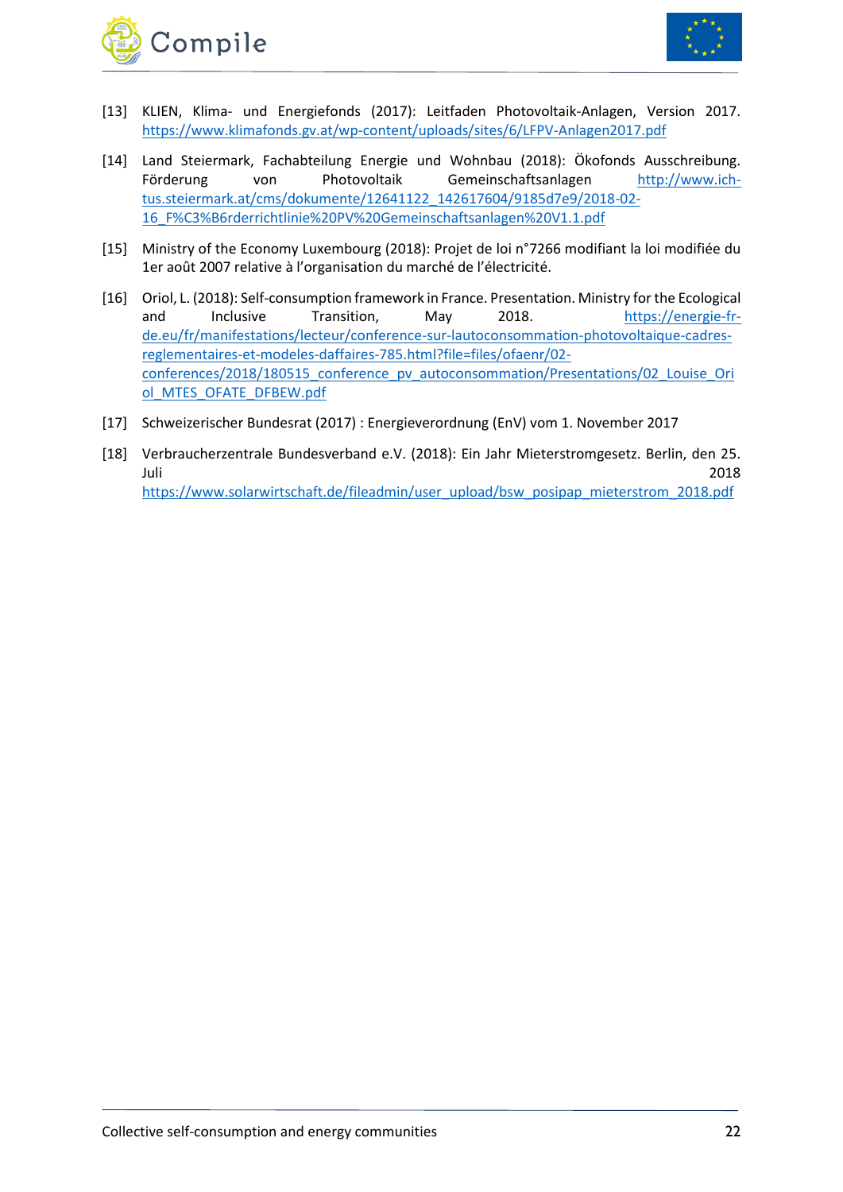[13] KLIEN, Klima- und Energiefonds (2017): Leitfaden Photovoltaik-Anlagen, Version 2017. https://www.klimafonds.gv.at/wp-content/uploads/sites/6/LFPV-Anlagen2017.pdf

[14] Land Steiermark, Fachabteilung Energie und Wohnbau (2018): Ökofonds Ausschreibung. Förderung von Photovoltaik Gemeinschaftsanlagen http://www.ich-tus.steiermark.at/cms/dokumente/12641122_142617604/9185d7e9/2018-02-16_F%C3%B6rderrichtlinie%20PV%20Gemeinschaftsanlagen%20V1.1.pdf

[15] Ministry of the Economy Luxembourg (2018): Projet de loi n°7266 modifiant la loi modifiée du 1er août 2007 relative à l'organisation du marché de l'électricité.

[16] Oriol, L. (2018): Self-consumption framework in France. Presentation. Ministry for the Ecological and Inclusive Transition, May 2018. https://energie-fr-de.eu/fr/manifestations/lecteur/conference-sur-lautoconsommation-photovoltaique-cadres-reglementaires-et-modeles-daffaires-785.html?file=files/ofaenr/02-conferences/2018/180515_conference_pv_autoconsommation/Presentations/02_Louise_Oriol_MTES_OFATE_DFBEW.pdf

[17] Schweizerischer Bundesrat (2017) : Energieverordnung (EnV) vom 1. November 2017

[18] Verbraucherzentrale Bundesverband e.V. (2018): Ein Jahr Mieterstromgesetz. Berlin, den 25. Juli 2018 https://www.solarwirtschaft.de/fileadmin/user_upload/bsw_posipap_mieterstrom_2018.pdf